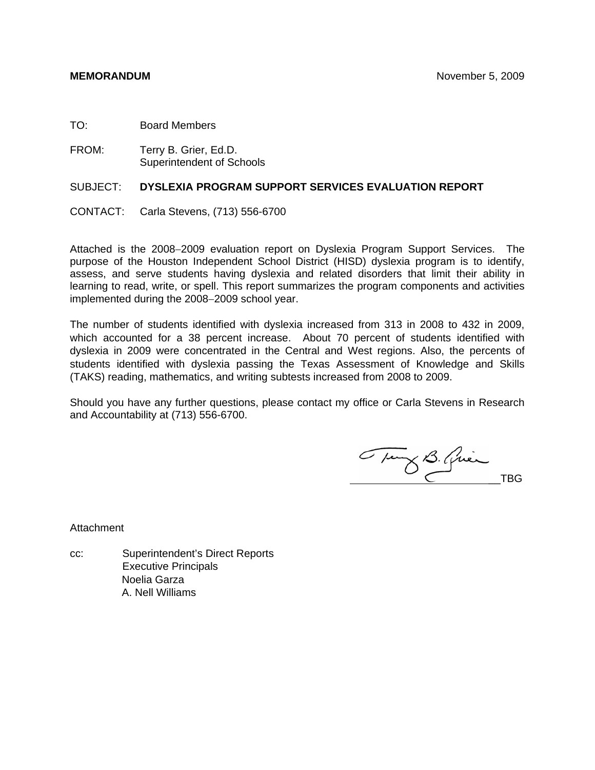**MEMORANDUM** November 5, 2009

TO: Board Members

FROM: Terry B. Grier, Ed.D.
Superintendent of Schools

SUBJECT: **DYSLEXIA PROGRAM SUPPORT SERVICES EVALUATION REPORT**

CONTACT: Carla Stevens, (713) 556-6700

Attached is the 2008–2009 evaluation report on Dyslexia Program Support Services. The purpose of the Houston Independent School District (HISD) dyslexia program is to identify, assess, and serve students having dyslexia and related disorders that limit their ability in learning to read, write, or spell. This report summarizes the program components and activities implemented during the 2008–2009 school year.

The number of students identified with dyslexia increased from 313 in 2008 to 432 in 2009, which accounted for a 38 percent increase. About 70 percent of students identified with dyslexia in 2009 were concentrated in the Central and West regions. Also, the percents of students identified with dyslexia passing the Texas Assessment of Knowledge and Skills (TAKS) reading, mathematics, and writing subtests increased from 2008 to 2009.

Should you have any further questions, please contact my office or Carla Stevens in Research and Accountability at (713) 556-6700.

TBG

Attachment

cc: Superintendent's Direct Reports
Executive Principals
Noelia Garza
A. Nell Williams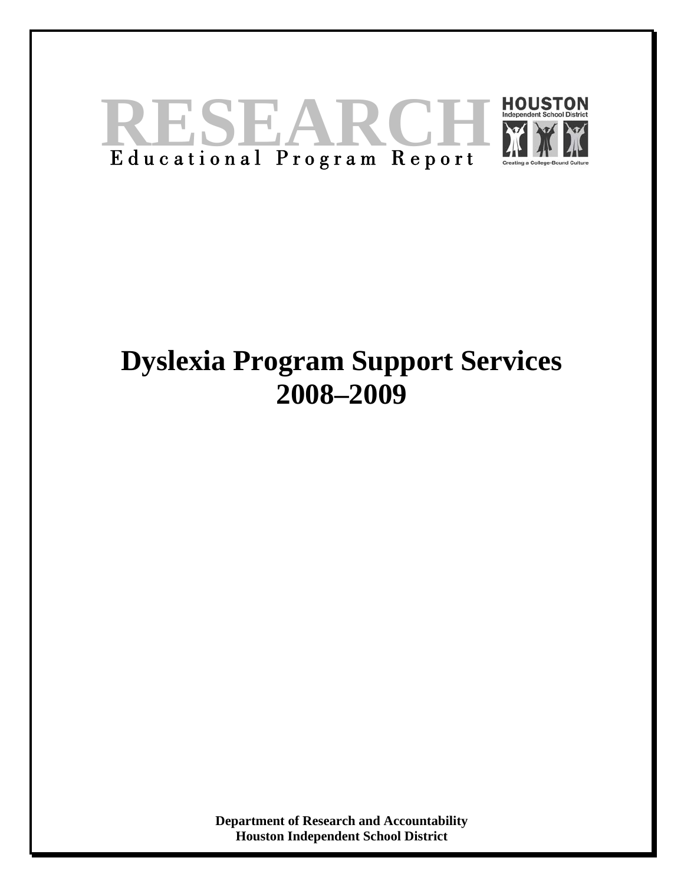# RESEARCH

Educational Program Report

HOUSTON Independent School District

Creating a College-Bound Culture

# Dyslexia Program Support Services 2008–2009

**Department of Research and Accountability**
**Houston Independent School District**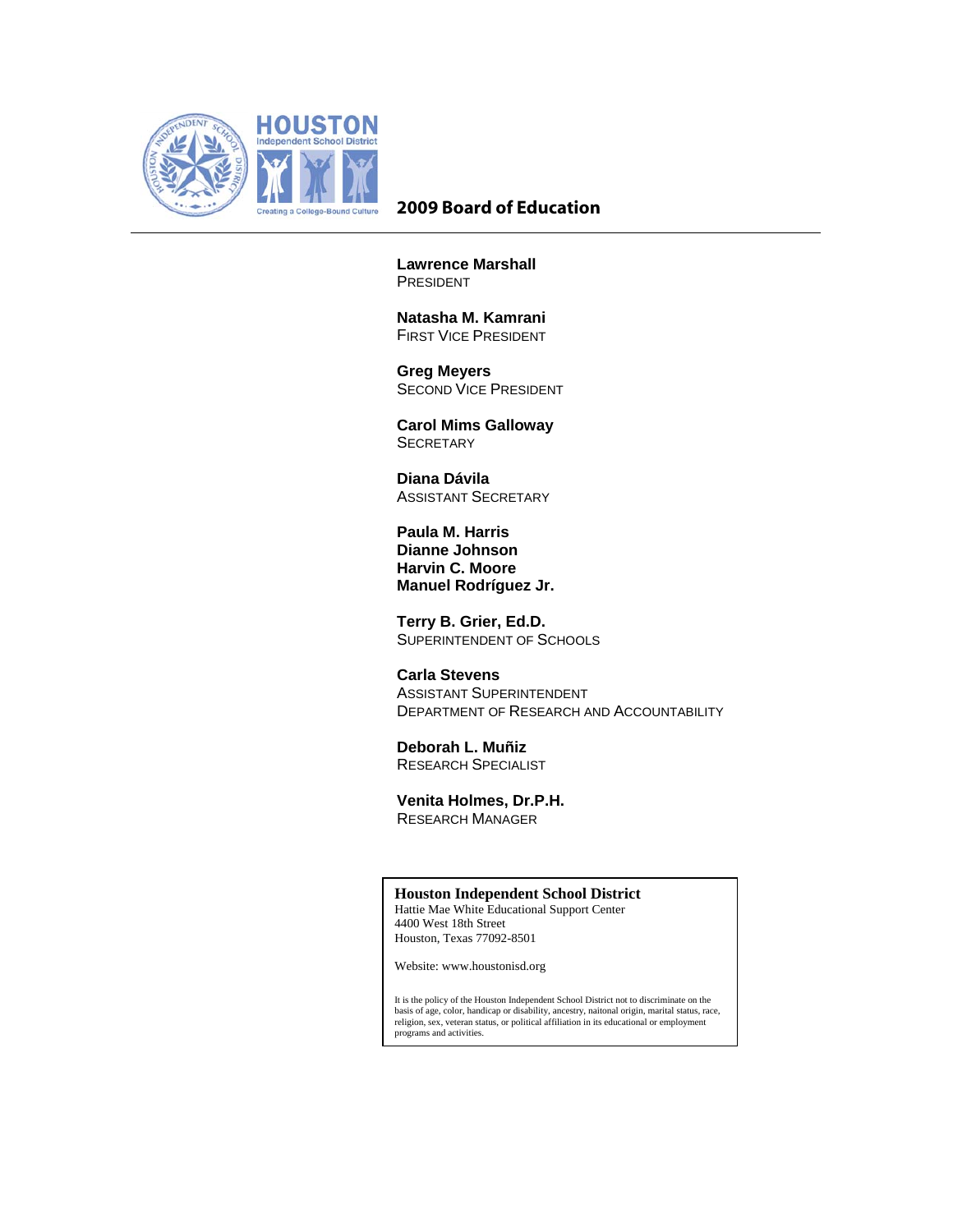HOUSTON
Independent School District
Creating a College-Bound Culture

## 2009 Board of Education

**Lawrence Marshall**
PRESIDENT

**Natasha M. Kamrani**
FIRST VICE PRESIDENT

**Greg Meyers**
SECOND VICE PRESIDENT

**Carol Mims Galloway**
SECRETARY

**Diana Dávila**
ASSISTANT SECRETARY

**Paula M. Harris**
**Dianne Johnson**
**Harvin C. Moore**
**Manuel Rodríguez Jr.**

**Terry B. Grier, Ed.D.**
SUPERINTENDENT OF SCHOOLS

**Carla Stevens**
ASSISTANT SUPERINTENDENT
DEPARTMENT OF RESEARCH AND ACCOUNTABILITY

**Deborah L. Muñiz**
RESEARCH SPECIALIST

**Venita Holmes, Dr.P.H.**
RESEARCH MANAGER

**Houston Independent School District**
Hattie Mae White Educational Support Center
4400 West 18th Street
Houston, Texas 77092-8501

Website: www.houstonisd.org

It is the policy of the Houston Independent School District not to discriminate on the basis of age, color, handicap or disability, ancestry, naitonal origin, marital status, race, religion, sex, veteran status, or political affiliation in its educational or employment programs and activities.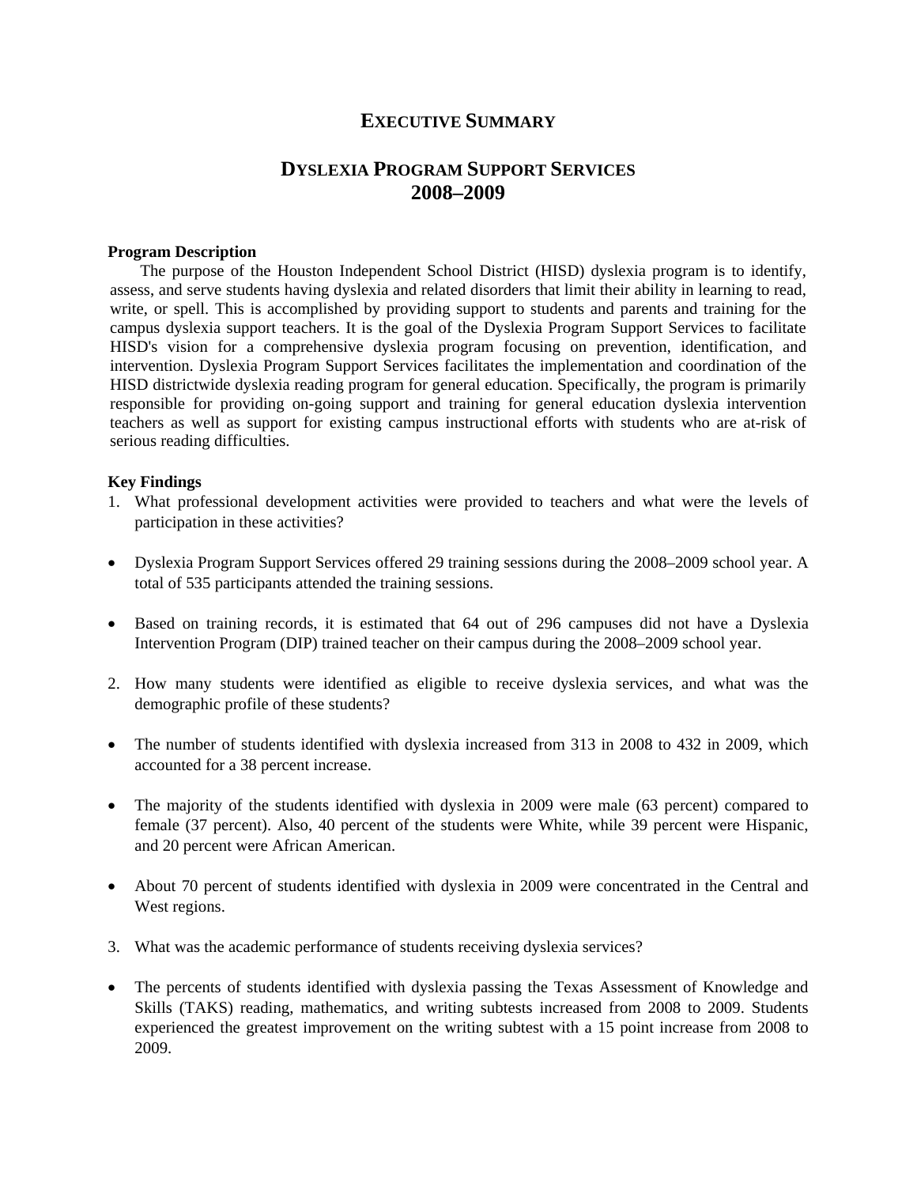# EXECUTIVE SUMMARY

## DYSLEXIA PROGRAM SUPPORT SERVICES 2008–2009

**Program Description**

The purpose of the Houston Independent School District (HISD) dyslexia program is to identify, assess, and serve students having dyslexia and related disorders that limit their ability in learning to read, write, or spell. This is accomplished by providing support to students and parents and training for the campus dyslexia support teachers. It is the goal of the Dyslexia Program Support Services to facilitate HISD's vision for a comprehensive dyslexia program focusing on prevention, identification, and intervention. Dyslexia Program Support Services facilitates the implementation and coordination of the HISD districtwide dyslexia reading program for general education. Specifically, the program is primarily responsible for providing on-going support and training for general education dyslexia intervention teachers as well as support for existing campus instructional efforts with students who are at-risk of serious reading difficulties.

**Key Findings**

1. What professional development activities were provided to teachers and what were the levels of participation in these activities?

- Dyslexia Program Support Services offered 29 training sessions during the 2008–2009 school year. A total of 535 participants attended the training sessions.

- Based on training records, it is estimated that 64 out of 296 campuses did not have a Dyslexia Intervention Program (DIP) trained teacher on their campus during the 2008–2009 school year.

2. How many students were identified as eligible to receive dyslexia services, and what was the demographic profile of these students?

- The number of students identified with dyslexia increased from 313 in 2008 to 432 in 2009, which accounted for a 38 percent increase.

- The majority of the students identified with dyslexia in 2009 were male (63 percent) compared to female (37 percent). Also, 40 percent of the students were White, while 39 percent were Hispanic, and 20 percent were African American.

- About 70 percent of students identified with dyslexia in 2009 were concentrated in the Central and West regions.

3. What was the academic performance of students receiving dyslexia services?

- The percents of students identified with dyslexia passing the Texas Assessment of Knowledge and Skills (TAKS) reading, mathematics, and writing subtests increased from 2008 to 2009. Students experienced the greatest improvement on the writing subtest with a 15 point increase from 2008 to 2009.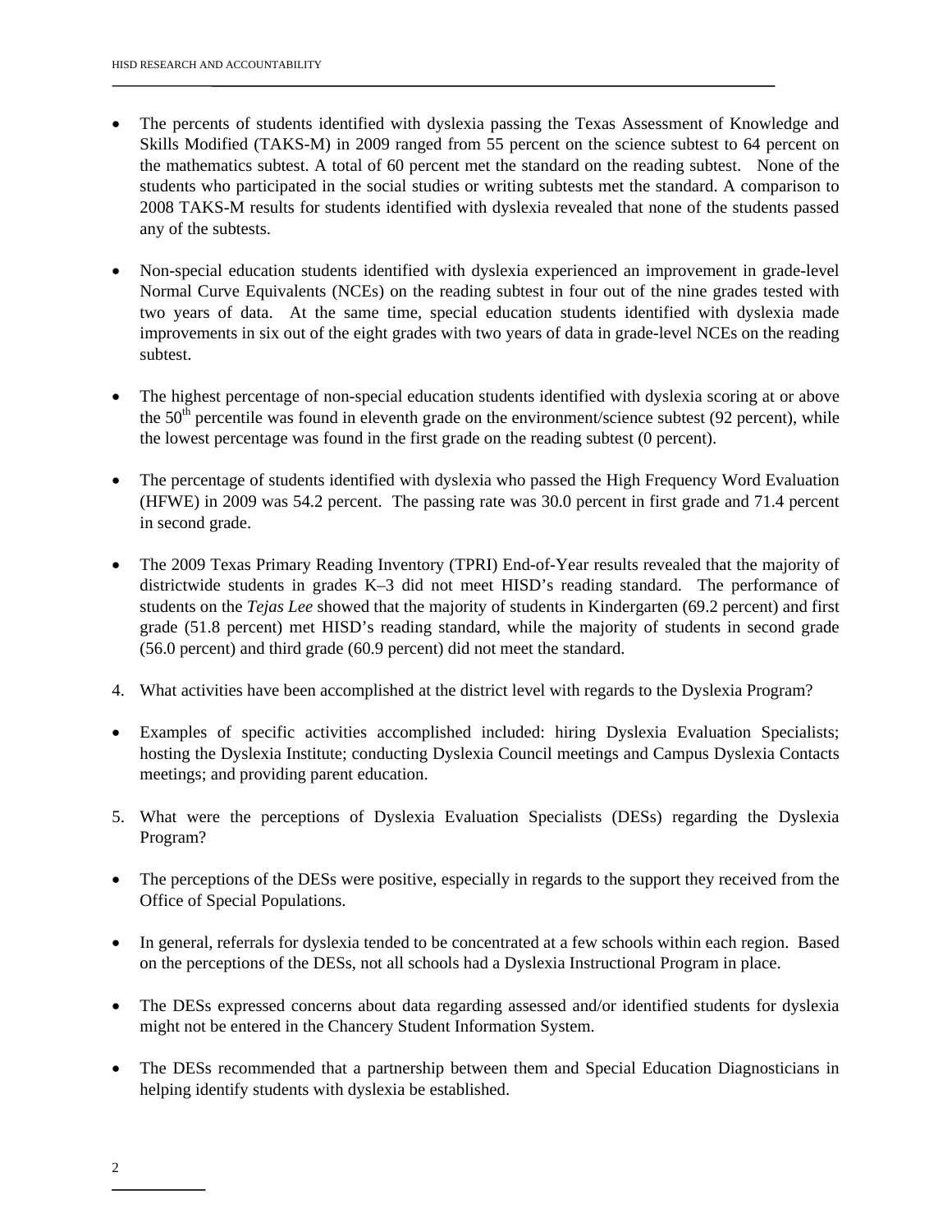- The percents of students identified with dyslexia passing the Texas Assessment of Knowledge and Skills Modified (TAKS-M) in 2009 ranged from 55 percent on the science subtest to 64 percent on the mathematics subtest. A total of 60 percent met the standard on the reading subtest. None of the students who participated in the social studies or writing subtests met the standard. A comparison to 2008 TAKS-M results for students identified with dyslexia revealed that none of the students passed any of the subtests.

- Non-special education students identified with dyslexia experienced an improvement in grade-level Normal Curve Equivalents (NCEs) on the reading subtest in four out of the nine grades tested with two years of data. At the same time, special education students identified with dyslexia made improvements in six out of the eight grades with two years of data in grade-level NCEs on the reading subtest.

- The highest percentage of non-special education students identified with dyslexia scoring at or above the 50th percentile was found in eleventh grade on the environment/science subtest (92 percent), while the lowest percentage was found in the first grade on the reading subtest (0 percent).

- The percentage of students identified with dyslexia who passed the High Frequency Word Evaluation (HFWE) in 2009 was 54.2 percent. The passing rate was 30.0 percent in first grade and 71.4 percent in second grade.

- The 2009 Texas Primary Reading Inventory (TPRI) End-of-Year results revealed that the majority of districtwide students in grades K–3 did not meet HISD's reading standard. The performance of students on the *Tejas Lee* showed that the majority of students in Kindergarten (69.2 percent) and first grade (51.8 percent) met HISD's reading standard, while the majority of students in second grade (56.0 percent) and third grade (60.9 percent) did not meet the standard.

4. What activities have been accomplished at the district level with regards to the Dyslexia Program?

- Examples of specific activities accomplished included: hiring Dyslexia Evaluation Specialists; hosting the Dyslexia Institute; conducting Dyslexia Council meetings and Campus Dyslexia Contacts meetings; and providing parent education.

5. What were the perceptions of Dyslexia Evaluation Specialists (DESs) regarding the Dyslexia Program?

- The perceptions of the DESs were positive, especially in regards to the support they received from the Office of Special Populations.

- In general, referrals for dyslexia tended to be concentrated at a few schools within each region. Based on the perceptions of the DESs, not all schools had a Dyslexia Instructional Program in place.

- The DESs expressed concerns about data regarding assessed and/or identified students for dyslexia might not be entered in the Chancery Student Information System.

- The DESs recommended that a partnership between them and Special Education Diagnosticians in helping identify students with dyslexia be established.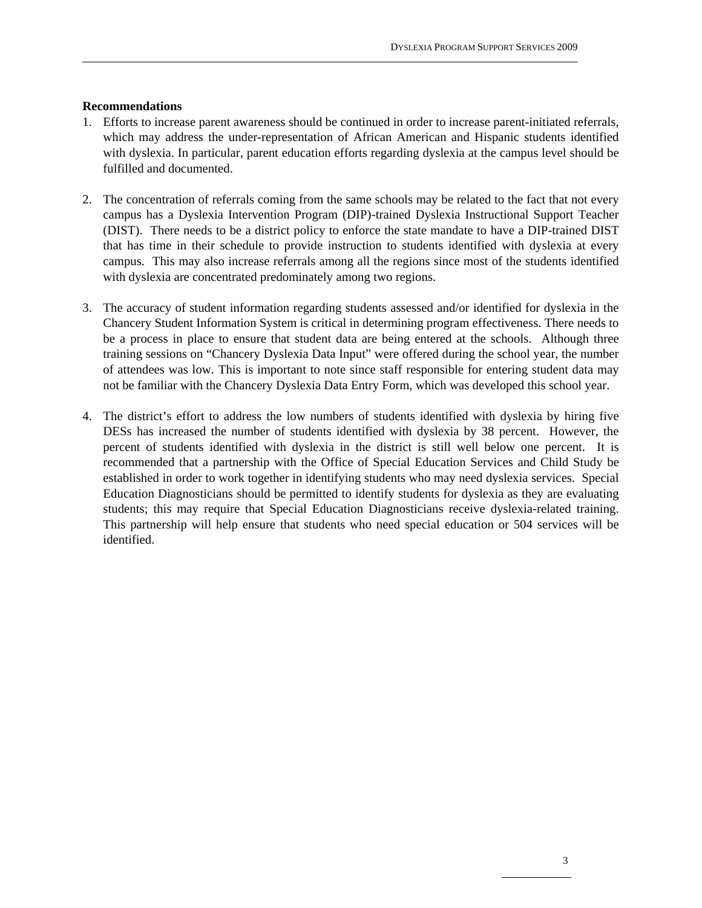**Recommendations**

1. Efforts to increase parent awareness should be continued in order to increase parent-initiated referrals, which may address the under-representation of African American and Hispanic students identified with dyslexia. In particular, parent education efforts regarding dyslexia at the campus level should be fulfilled and documented.

2. The concentration of referrals coming from the same schools may be related to the fact that not every campus has a Dyslexia Intervention Program (DIP)-trained Dyslexia Instructional Support Teacher (DIST). There needs to be a district policy to enforce the state mandate to have a DIP-trained DIST that has time in their schedule to provide instruction to students identified with dyslexia at every campus. This may also increase referrals among all the regions since most of the students identified with dyslexia are concentrated predominately among two regions.

3. The accuracy of student information regarding students assessed and/or identified for dyslexia in the Chancery Student Information System is critical in determining program effectiveness. There needs to be a process in place to ensure that student data are being entered at the schools. Although three training sessions on "Chancery Dyslexia Data Input" were offered during the school year, the number of attendees was low. This is important to note since staff responsible for entering student data may not be familiar with the Chancery Dyslexia Data Entry Form, which was developed this school year.

4. The district's effort to address the low numbers of students identified with dyslexia by hiring five DESs has increased the number of students identified with dyslexia by 38 percent. However, the percent of students identified with dyslexia in the district is still well below one percent. It is recommended that a partnership with the Office of Special Education Services and Child Study be established in order to work together in identifying students who may need dyslexia services. Special Education Diagnosticians should be permitted to identify students for dyslexia as they are evaluating students; this may require that Special Education Diagnosticians receive dyslexia-related training. This partnership will help ensure that students who need special education or 504 services will be identified.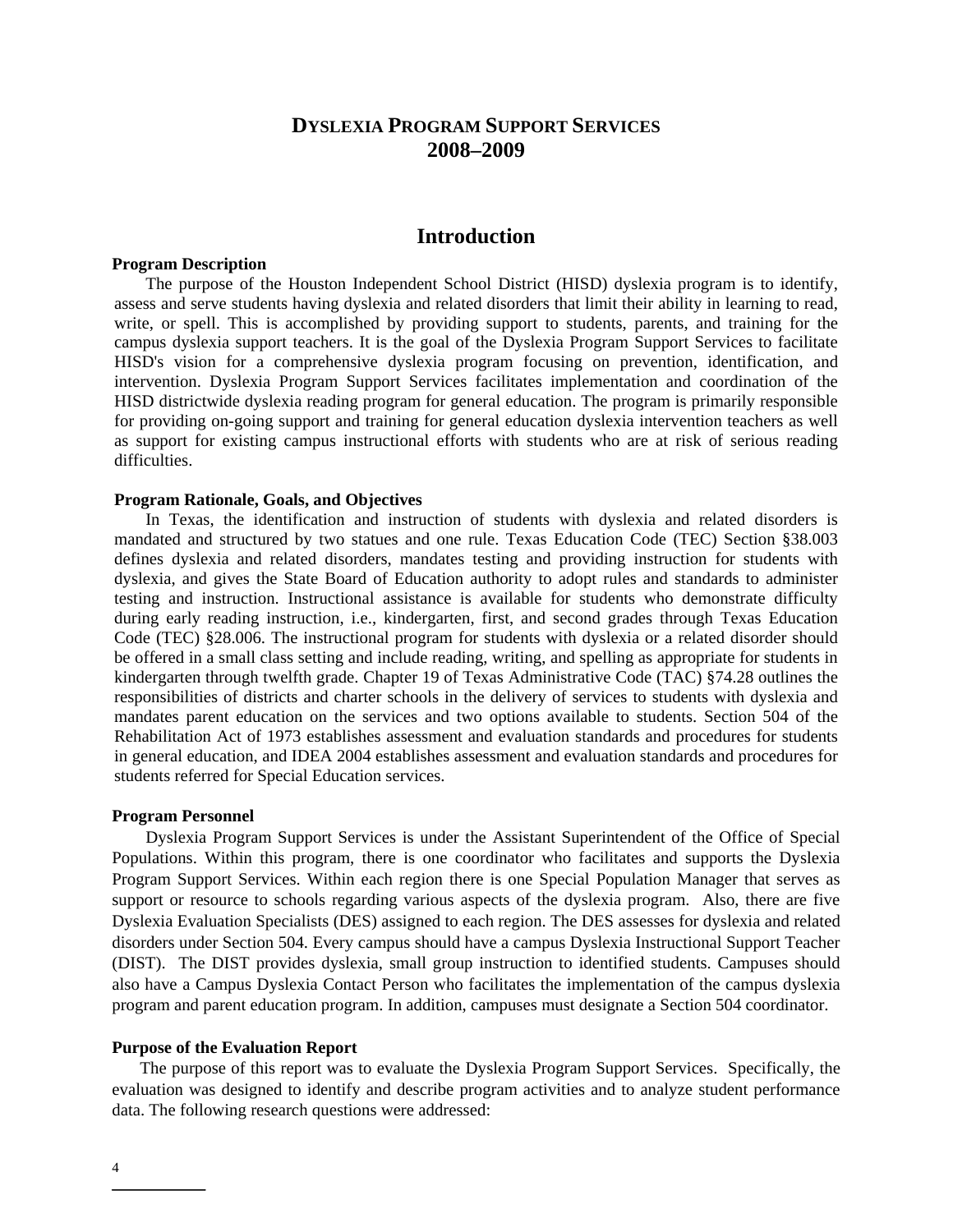# DYSLEXIA PROGRAM SUPPORT SERVICES 2008–2009

## Introduction

**Program Description**

The purpose of the Houston Independent School District (HISD) dyslexia program is to identify, assess and serve students having dyslexia and related disorders that limit their ability in learning to read, write, or spell. This is accomplished by providing support to students, parents, and training for the campus dyslexia support teachers. It is the goal of the Dyslexia Program Support Services to facilitate HISD's vision for a comprehensive dyslexia program focusing on prevention, identification, and intervention. Dyslexia Program Support Services facilitates implementation and coordination of the HISD districtwide dyslexia reading program for general education. The program is primarily responsible for providing on-going support and training for general education dyslexia intervention teachers as well as support for existing campus instructional efforts with students who are at risk of serious reading difficulties.

**Program Rationale, Goals, and Objectives**

In Texas, the identification and instruction of students with dyslexia and related disorders is mandated and structured by two statues and one rule. Texas Education Code (TEC) Section §38.003 defines dyslexia and related disorders, mandates testing and providing instruction for students with dyslexia, and gives the State Board of Education authority to adopt rules and standards to administer testing and instruction. Instructional assistance is available for students who demonstrate difficulty during early reading instruction, i.e., kindergarten, first, and second grades through Texas Education Code (TEC) §28.006. The instructional program for students with dyslexia or a related disorder should be offered in a small class setting and include reading, writing, and spelling as appropriate for students in kindergarten through twelfth grade. Chapter 19 of Texas Administrative Code (TAC) §74.28 outlines the responsibilities of districts and charter schools in the delivery of services to students with dyslexia and mandates parent education on the services and two options available to students. Section 504 of the Rehabilitation Act of 1973 establishes assessment and evaluation standards and procedures for students in general education, and IDEA 2004 establishes assessment and evaluation standards and procedures for students referred for Special Education services.

**Program Personnel**

Dyslexia Program Support Services is under the Assistant Superintendent of the Office of Special Populations. Within this program, there is one coordinator who facilitates and supports the Dyslexia Program Support Services. Within each region there is one Special Population Manager that serves as support or resource to schools regarding various aspects of the dyslexia program. Also, there are five Dyslexia Evaluation Specialists (DES) assigned to each region. The DES assesses for dyslexia and related disorders under Section 504. Every campus should have a campus Dyslexia Instructional Support Teacher (DIST). The DIST provides dyslexia, small group instruction to identified students. Campuses should also have a Campus Dyslexia Contact Person who facilitates the implementation of the campus dyslexia program and parent education program. In addition, campuses must designate a Section 504 coordinator.

**Purpose of the Evaluation Report**

The purpose of this report was to evaluate the Dyslexia Program Support Services. Specifically, the evaluation was designed to identify and describe program activities and to analyze student performance data. The following research questions were addressed: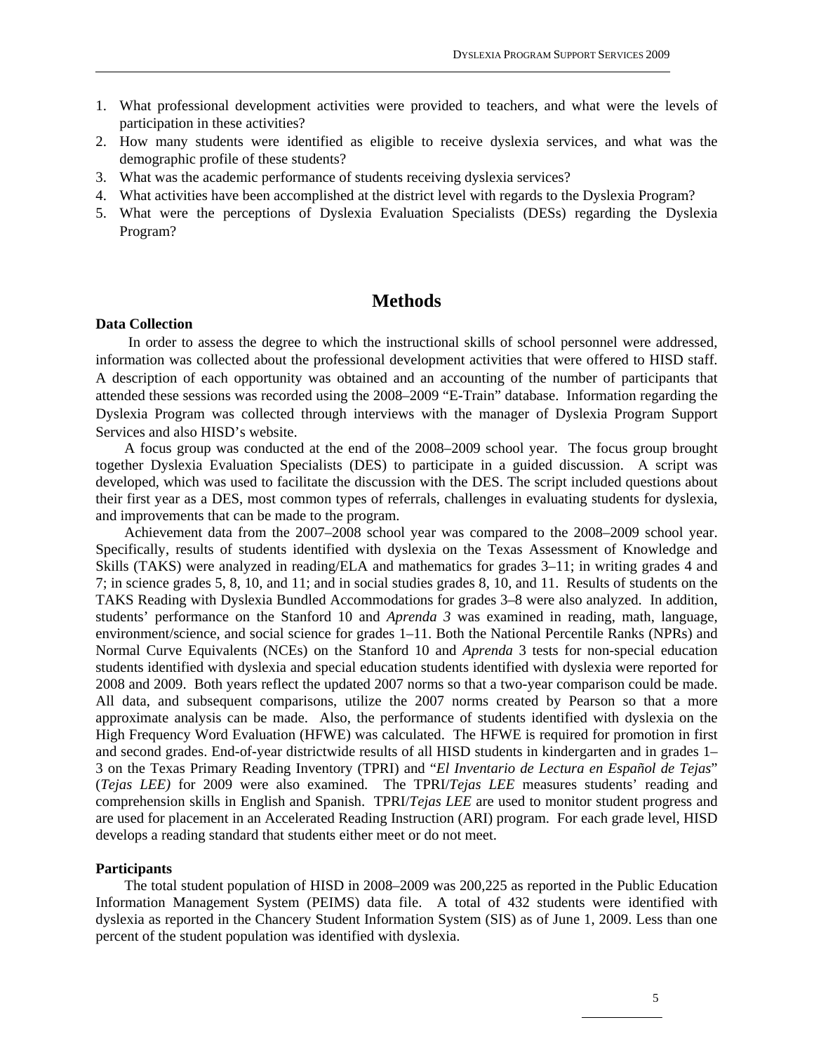1. What professional development activities were provided to teachers, and what were the levels of participation in these activities?
2. How many students were identified as eligible to receive dyslexia services, and what was the demographic profile of these students?
3. What was the academic performance of students receiving dyslexia services?
4. What activities have been accomplished at the district level with regards to the Dyslexia Program?
5. What were the perceptions of Dyslexia Evaluation Specialists (DESs) regarding the Dyslexia Program?

# Methods

**Data Collection**

In order to assess the degree to which the instructional skills of school personnel were addressed, information was collected about the professional development activities that were offered to HISD staff. A description of each opportunity was obtained and an accounting of the number of participants that attended these sessions was recorded using the 2008–2009 "E-Train" database. Information regarding the Dyslexia Program was collected through interviews with the manager of Dyslexia Program Support Services and also HISD's website.

A focus group was conducted at the end of the 2008–2009 school year. The focus group brought together Dyslexia Evaluation Specialists (DES) to participate in a guided discussion. A script was developed, which was used to facilitate the discussion with the DES. The script included questions about their first year as a DES, most common types of referrals, challenges in evaluating students for dyslexia, and improvements that can be made to the program.

Achievement data from the 2007–2008 school year was compared to the 2008–2009 school year. Specifically, results of students identified with dyslexia on the Texas Assessment of Knowledge and Skills (TAKS) were analyzed in reading/ELA and mathematics for grades 3–11; in writing grades 4 and 7; in science grades 5, 8, 10, and 11; and in social studies grades 8, 10, and 11. Results of students on the TAKS Reading with Dyslexia Bundled Accommodations for grades 3–8 were also analyzed. In addition, students' performance on the Stanford 10 and *Aprenda 3* was examined in reading, math, language, environment/science, and social science for grades 1–11. Both the National Percentile Ranks (NPRs) and Normal Curve Equivalents (NCEs) on the Stanford 10 and *Aprenda* 3 tests for non-special education students identified with dyslexia and special education students identified with dyslexia were reported for 2008 and 2009. Both years reflect the updated 2007 norms so that a two-year comparison could be made. All data, and subsequent comparisons, utilize the 2007 norms created by Pearson so that a more approximate analysis can be made. Also, the performance of students identified with dyslexia on the High Frequency Word Evaluation (HFWE) was calculated. The HFWE is required for promotion in first and second grades. End-of-year districtwide results of all HISD students in kindergarten and in grades 1–3 on the Texas Primary Reading Inventory (TPRI) and "*El Inventario de Lectura en Español de Tejas*" (*Tejas LEE)* for 2009 were also examined. The TPRI/*Tejas LEE* measures students' reading and comprehension skills in English and Spanish. TPRI/*Tejas LEE* are used to monitor student progress and are used for placement in an Accelerated Reading Instruction (ARI) program. For each grade level, HISD develops a reading standard that students either meet or do not meet.

**Participants**

The total student population of HISD in 2008–2009 was 200,225 as reported in the Public Education Information Management System (PEIMS) data file. A total of 432 students were identified with dyslexia as reported in the Chancery Student Information System (SIS) as of June 1, 2009. Less than one percent of the student population was identified with dyslexia.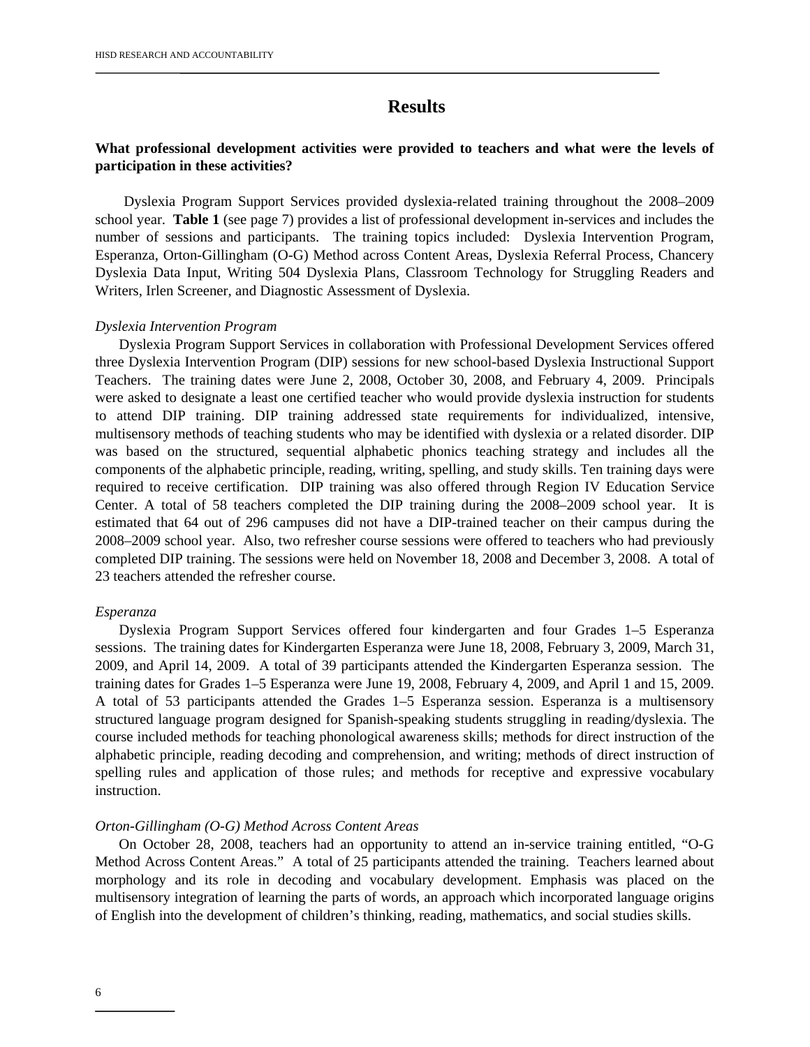# Results

**What professional development activities were provided to teachers and what were the levels of participation in these activities?**

Dyslexia Program Support Services provided dyslexia-related training throughout the 2008–2009 school year. **Table 1** (see page 7) provides a list of professional development in-services and includes the number of sessions and participants. The training topics included: Dyslexia Intervention Program, Esperanza, Orton-Gillingham (O-G) Method across Content Areas, Dyslexia Referral Process, Chancery Dyslexia Data Input, Writing 504 Dyslexia Plans, Classroom Technology for Struggling Readers and Writers, Irlen Screener, and Diagnostic Assessment of Dyslexia.

*Dyslexia Intervention Program*

Dyslexia Program Support Services in collaboration with Professional Development Services offered three Dyslexia Intervention Program (DIP) sessions for new school-based Dyslexia Instructional Support Teachers. The training dates were June 2, 2008, October 30, 2008, and February 4, 2009. Principals were asked to designate a least one certified teacher who would provide dyslexia instruction for students to attend DIP training. DIP training addressed state requirements for individualized, intensive, multisensory methods of teaching students who may be identified with dyslexia or a related disorder. DIP was based on the structured, sequential alphabetic phonics teaching strategy and includes all the components of the alphabetic principle, reading, writing, spelling, and study skills. Ten training days were required to receive certification. DIP training was also offered through Region IV Education Service Center. A total of 58 teachers completed the DIP training during the 2008–2009 school year. It is estimated that 64 out of 296 campuses did not have a DIP-trained teacher on their campus during the 2008–2009 school year. Also, two refresher course sessions were offered to teachers who had previously completed DIP training. The sessions were held on November 18, 2008 and December 3, 2008. A total of 23 teachers attended the refresher course.

*Esperanza*

Dyslexia Program Support Services offered four kindergarten and four Grades 1–5 Esperanza sessions. The training dates for Kindergarten Esperanza were June 18, 2008, February 3, 2009, March 31, 2009, and April 14, 2009. A total of 39 participants attended the Kindergarten Esperanza session. The training dates for Grades 1–5 Esperanza were June 19, 2008, February 4, 2009, and April 1 and 15, 2009. A total of 53 participants attended the Grades 1–5 Esperanza session. Esperanza is a multisensory structured language program designed for Spanish-speaking students struggling in reading/dyslexia. The course included methods for teaching phonological awareness skills; methods for direct instruction of the alphabetic principle, reading decoding and comprehension, and writing; methods of direct instruction of spelling rules and application of those rules; and methods for receptive and expressive vocabulary instruction.

*Orton-Gillingham (O-G) Method Across Content Areas*

On October 28, 2008, teachers had an opportunity to attend an in-service training entitled, "O-G Method Across Content Areas." A total of 25 participants attended the training. Teachers learned about morphology and its role in decoding and vocabulary development. Emphasis was placed on the multisensory integration of learning the parts of words, an approach which incorporated language origins of English into the development of children's thinking, reading, mathematics, and social studies skills.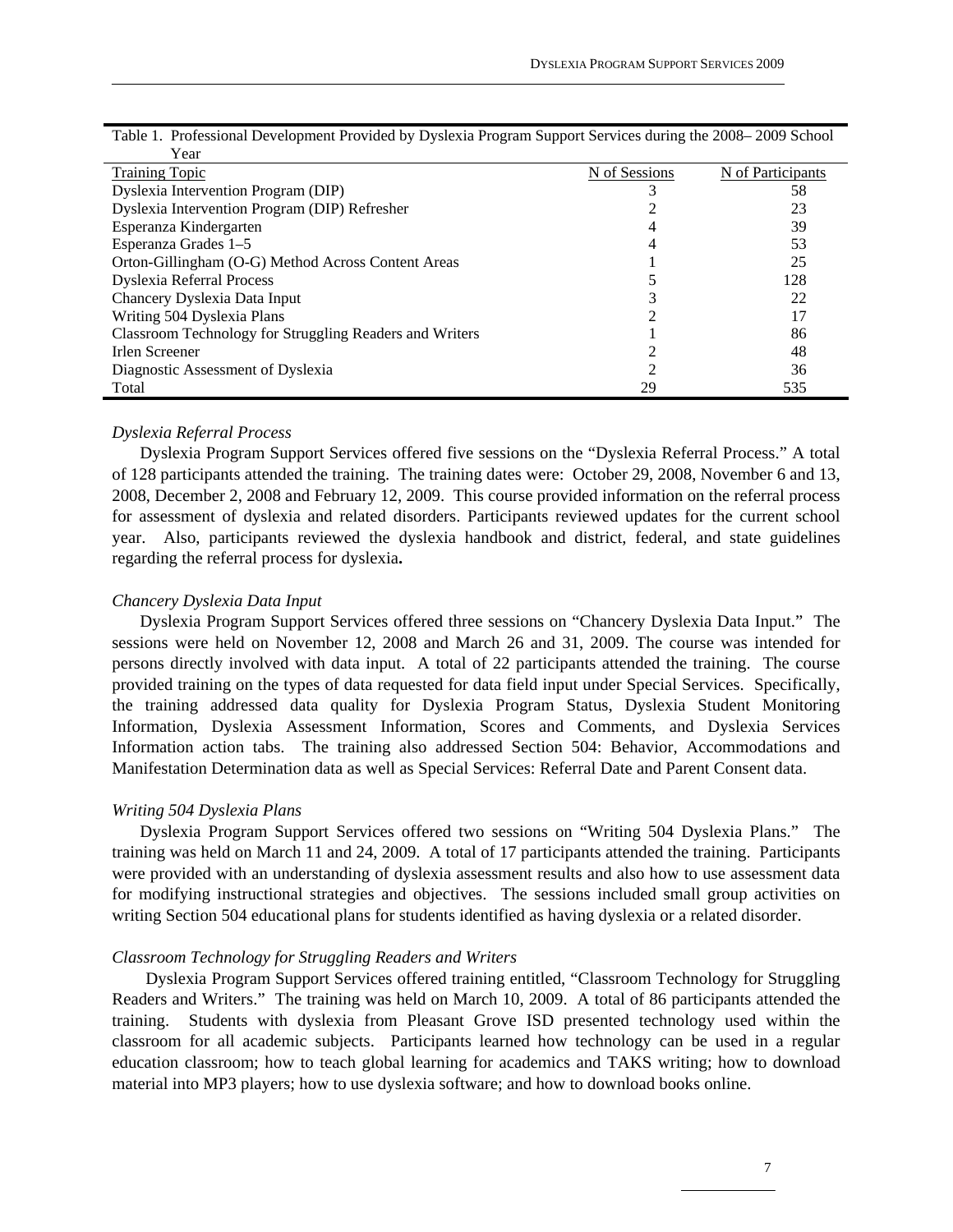Table 1. Professional Development Provided by Dyslexia Program Support Services during the 2008– 2009 School Year

| Training Topic | N of Sessions | N of Participants |
|---|---|---|
| Dyslexia Intervention Program (DIP) | 3 | 58 |
| Dyslexia Intervention Program (DIP) Refresher | 2 | 23 |
| Esperanza Kindergarten | 4 | 39 |
| Esperanza Grades 1–5 | 4 | 53 |
| Orton-Gillingham (O-G) Method Across Content Areas | 1 | 25 |
| Dyslexia Referral Process | 5 | 128 |
| Chancery Dyslexia Data Input | 3 | 22 |
| Writing 504 Dyslexia Plans | 2 | 17 |
| Classroom Technology for Struggling Readers and Writers | 1 | 86 |
| Irlen Screener | 2 | 48 |
| Diagnostic Assessment of Dyslexia | 2 | 36 |
| Total | 29 | 535 |

*Dyslexia Referral Process*

Dyslexia Program Support Services offered five sessions on the "Dyslexia Referral Process." A total of 128 participants attended the training. The training dates were: October 29, 2008, November 6 and 13, 2008, December 2, 2008 and February 12, 2009. This course provided information on the referral process for assessment of dyslexia and related disorders. Participants reviewed updates for the current school year. Also, participants reviewed the dyslexia handbook and district, federal, and state guidelines regarding the referral process for dyslexia**.**

*Chancery Dyslexia Data Input*

Dyslexia Program Support Services offered three sessions on "Chancery Dyslexia Data Input." The sessions were held on November 12, 2008 and March 26 and 31, 2009. The course was intended for persons directly involved with data input. A total of 22 participants attended the training. The course provided training on the types of data requested for data field input under Special Services. Specifically, the training addressed data quality for Dyslexia Program Status, Dyslexia Student Monitoring Information, Dyslexia Assessment Information, Scores and Comments, and Dyslexia Services Information action tabs. The training also addressed Section 504: Behavior, Accommodations and Manifestation Determination data as well as Special Services: Referral Date and Parent Consent data.

*Writing 504 Dyslexia Plans*

Dyslexia Program Support Services offered two sessions on "Writing 504 Dyslexia Plans." The training was held on March 11 and 24, 2009. A total of 17 participants attended the training. Participants were provided with an understanding of dyslexia assessment results and also how to use assessment data for modifying instructional strategies and objectives. The sessions included small group activities on writing Section 504 educational plans for students identified as having dyslexia or a related disorder.

*Classroom Technology for Struggling Readers and Writers*

Dyslexia Program Support Services offered training entitled, "Classroom Technology for Struggling Readers and Writers." The training was held on March 10, 2009. A total of 86 participants attended the training. Students with dyslexia from Pleasant Grove ISD presented technology used within the classroom for all academic subjects. Participants learned how technology can be used in a regular education classroom; how to teach global learning for academics and TAKS writing; how to download material into MP3 players; how to use dyslexia software; and how to download books online.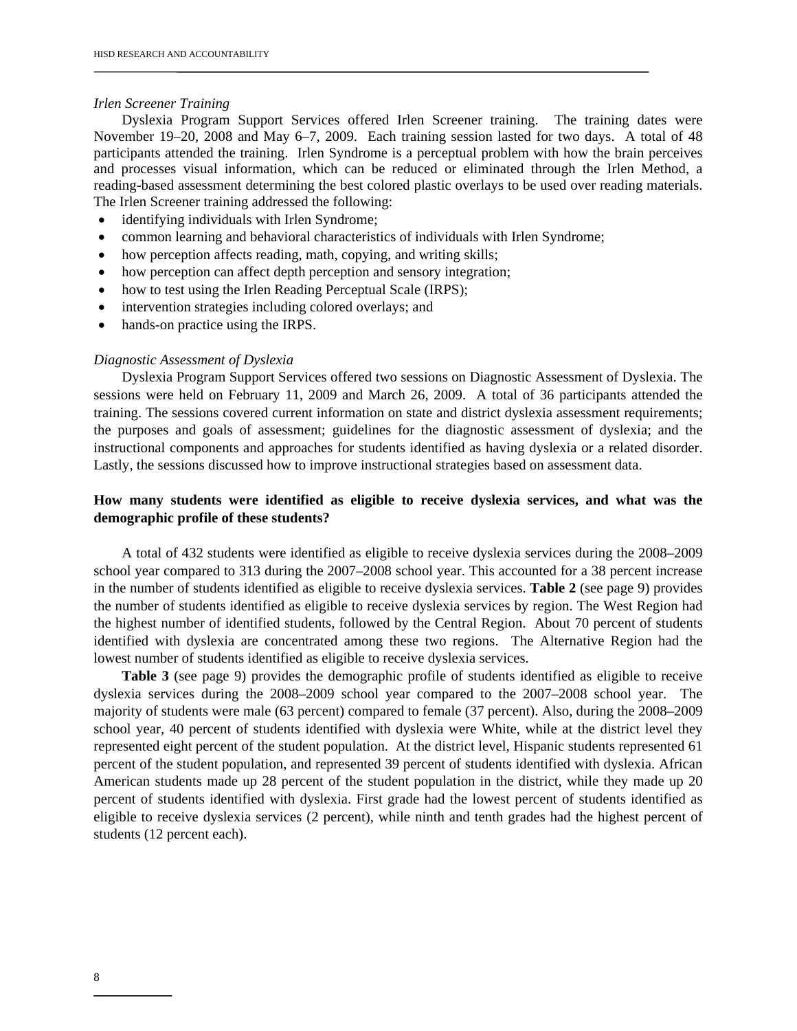*Irlen Screener Training*

Dyslexia Program Support Services offered Irlen Screener training. The training dates were November 19–20, 2008 and May 6–7, 2009. Each training session lasted for two days. A total of 48 participants attended the training. Irlen Syndrome is a perceptual problem with how the brain perceives and processes visual information, which can be reduced or eliminated through the Irlen Method, a reading-based assessment determining the best colored plastic overlays to be used over reading materials. The Irlen Screener training addressed the following:

- identifying individuals with Irlen Syndrome;
- common learning and behavioral characteristics of individuals with Irlen Syndrome;
- how perception affects reading, math, copying, and writing skills;
- how perception can affect depth perception and sensory integration;
- how to test using the Irlen Reading Perceptual Scale (IRPS);
- intervention strategies including colored overlays; and
- hands-on practice using the IRPS.

*Diagnostic Assessment of Dyslexia*

Dyslexia Program Support Services offered two sessions on Diagnostic Assessment of Dyslexia. The sessions were held on February 11, 2009 and March 26, 2009. A total of 36 participants attended the training. The sessions covered current information on state and district dyslexia assessment requirements; the purposes and goals of assessment; guidelines for the diagnostic assessment of dyslexia; and the instructional components and approaches for students identified as having dyslexia or a related disorder. Lastly, the sessions discussed how to improve instructional strategies based on assessment data.

**How many students were identified as eligible to receive dyslexia services, and what was the demographic profile of these students?**

A total of 432 students were identified as eligible to receive dyslexia services during the 2008–2009 school year compared to 313 during the 2007–2008 school year. This accounted for a 38 percent increase in the number of students identified as eligible to receive dyslexia services. **Table 2** (see page 9) provides the number of students identified as eligible to receive dyslexia services by region. The West Region had the highest number of identified students, followed by the Central Region. About 70 percent of students identified with dyslexia are concentrated among these two regions. The Alternative Region had the lowest number of students identified as eligible to receive dyslexia services.

**Table 3** (see page 9) provides the demographic profile of students identified as eligible to receive dyslexia services during the 2008–2009 school year compared to the 2007–2008 school year. The majority of students were male (63 percent) compared to female (37 percent). Also, during the 2008–2009 school year, 40 percent of students identified with dyslexia were White, while at the district level they represented eight percent of the student population. At the district level, Hispanic students represented 61 percent of the student population, and represented 39 percent of students identified with dyslexia. African American students made up 28 percent of the student population in the district, while they made up 20 percent of students identified with dyslexia. First grade had the lowest percent of students identified as eligible to receive dyslexia services (2 percent), while ninth and tenth grades had the highest percent of students (12 percent each).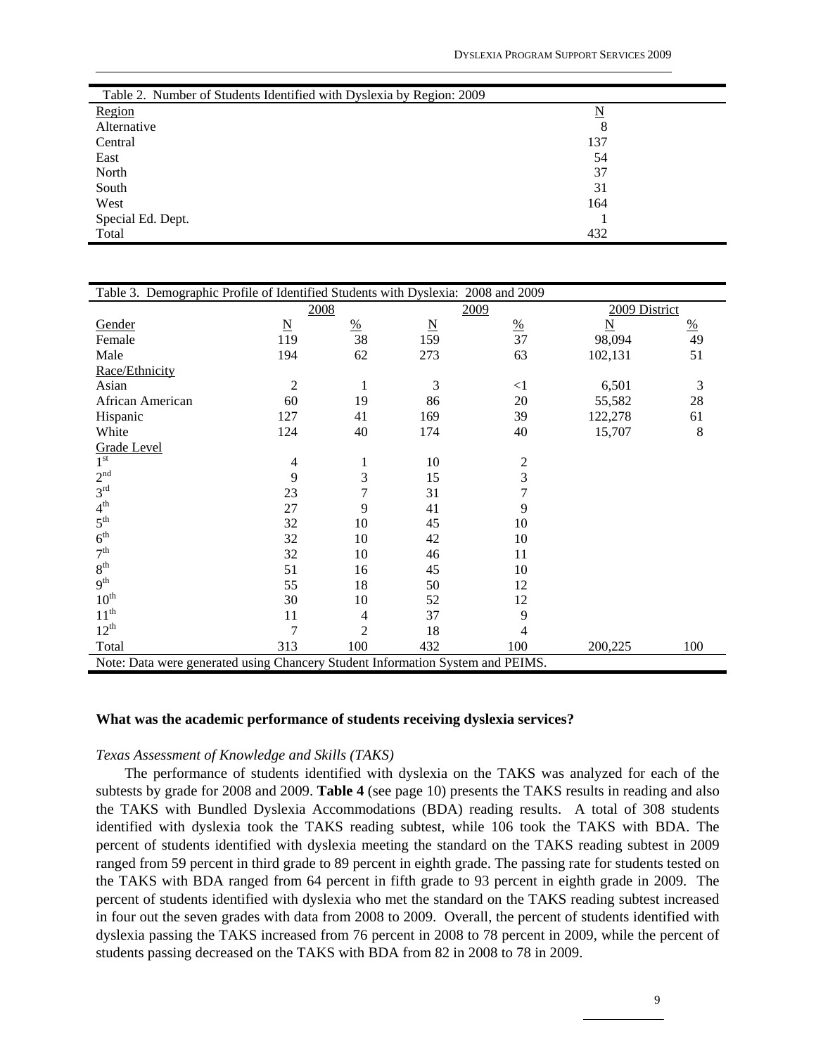| Table 2. Number of Students Identified with Dyslexia by Region: 2009 | |
|---|---|
| Region | N |
| Alternative | 8 |
| Central | 137 |
| East | 54 |
| North | 37 |
| South | 31 |
| West | 164 |
| Special Ed. Dept. | 1 |
| Total | 432 |

| Table 3. Demographic Profile of Identified Students with Dyslexia: 2008 and 2009 | | | | | | |
|---|---|---|---|---|---|---|
| | 2008 | | 2009 | | 2009 District | |
| Gender | N | % | N | % | N | % |
| Female | 119 | 38 | 159 | 37 | 98,094 | 49 |
| Male | 194 | 62 | 273 | 63 | 102,131 | 51 |
| Race/Ethnicity | | | | | | |
| Asian | 2 | 1 | 3 | <1 | 6,501 | 3 |
| African American | 60 | 19 | 86 | 20 | 55,582 | 28 |
| Hispanic | 127 | 41 | 169 | 39 | 122,278 | 61 |
| White | 124 | 40 | 174 | 40 | 15,707 | 8 |
| Grade Level | | | | | | |
| 1st | 4 | 1 | 10 | 2 | | |
| 2nd | 9 | 3 | 15 | 3 | | |
| 3rd | 23 | 7 | 31 | 7 | | |
| 4th | 27 | 9 | 41 | 9 | | |
| 5th | 32 | 10 | 45 | 10 | | |
| 6th | 32 | 10 | 42 | 10 | | |
| 7th | 32 | 10 | 46 | 11 | | |
| 8th | 51 | 16 | 45 | 10 | | |
| 9th | 55 | 18 | 50 | 12 | | |
| 10th | 30 | 10 | 52 | 12 | | |
| 11th | 11 | 4 | 37 | 9 | | |
| 12th | 7 | 2 | 18 | 4 | | |
| Total | 313 | 100 | 432 | 100 | 200,225 | 100 |
| Note: Data were generated using Chancery Student Information System and PEIMS. | | | | | | |

**What was the academic performance of students receiving dyslexia services?**

*Texas Assessment of Knowledge and Skills (TAKS)*

The performance of students identified with dyslexia on the TAKS was analyzed for each of the subtests by grade for 2008 and 2009. **Table 4** (see page 10) presents the TAKS results in reading and also the TAKS with Bundled Dyslexia Accommodations (BDA) reading results. A total of 308 students identified with dyslexia took the TAKS reading subtest, while 106 took the TAKS with BDA. The percent of students identified with dyslexia meeting the standard on the TAKS reading subtest in 2009 ranged from 59 percent in third grade to 89 percent in eighth grade. The passing rate for students tested on the TAKS with BDA ranged from 64 percent in fifth grade to 93 percent in eighth grade in 2009. The percent of students identified with dyslexia who met the standard on the TAKS reading subtest increased in four out the seven grades with data from 2008 to 2009. Overall, the percent of students identified with dyslexia passing the TAKS increased from 76 percent in 2008 to 78 percent in 2009, while the percent of students passing decreased on the TAKS with BDA from 82 in 2008 to 78 in 2009.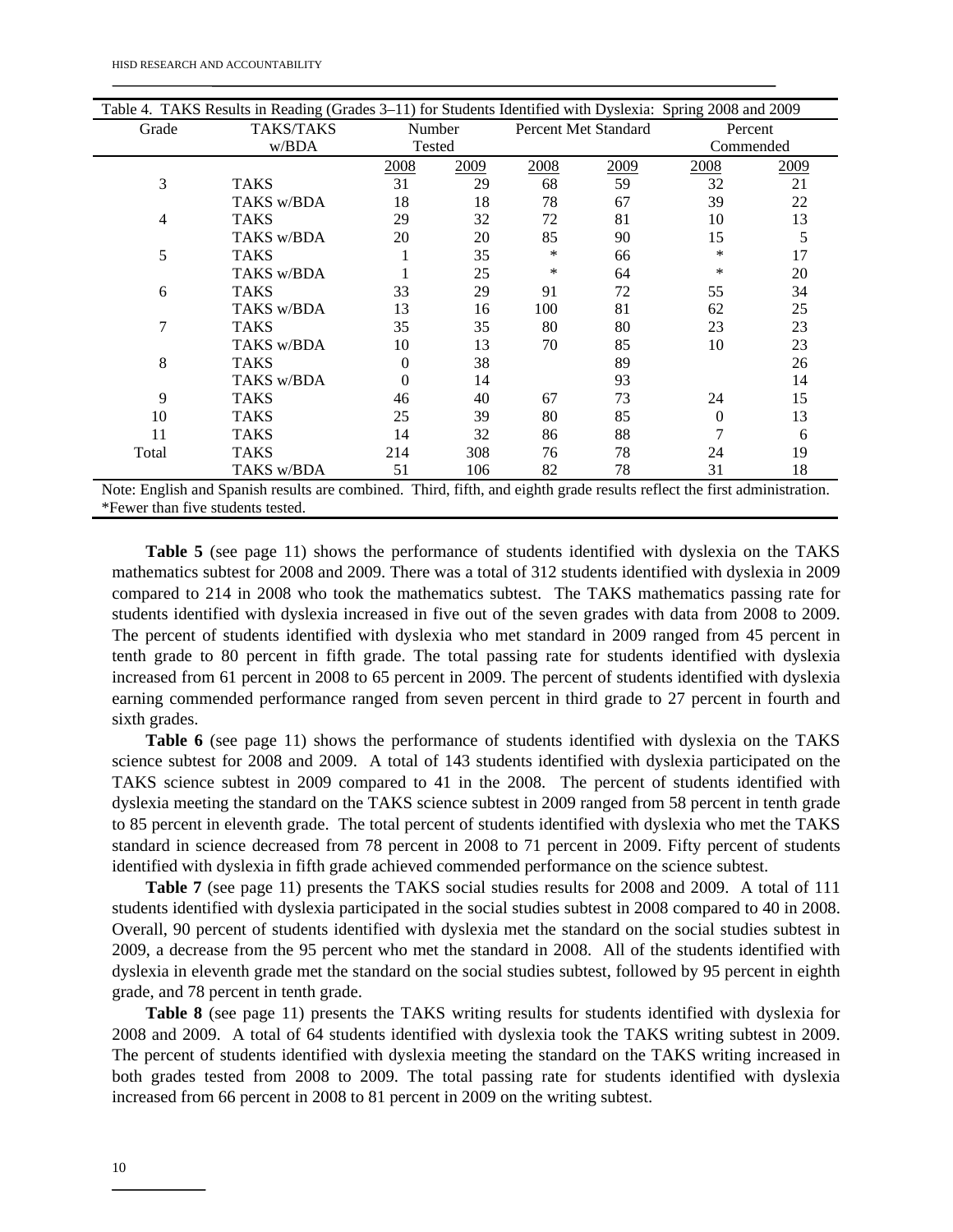Table 4. TAKS Results in Reading (Grades 3–11) for Students Identified with Dyslexia: Spring 2008 and 2009

| Grade | TAKS/TAKS w/BDA | Number Tested | | Percent Met Standard | | Percent Commended | |
|---|---|---|---|---|---|---|---|
| | | 2008 | 2009 | 2008 | 2009 | 2008 | 2009 |
| 3 | TAKS | 31 | 29 | 68 | 59 | 32 | 21 |
| | TAKS w/BDA | 18 | 18 | 78 | 67 | 39 | 22 |
| 4 | TAKS | 29 | 32 | 72 | 81 | 10 | 13 |
| | TAKS w/BDA | 20 | 20 | 85 | 90 | 15 | 5 |
| 5 | TAKS | 1 | 35 | * | 66 | * | 17 |
| | TAKS w/BDA | 1 | 25 | * | 64 | * | 20 |
| 6 | TAKS | 33 | 29 | 91 | 72 | 55 | 34 |
| | TAKS w/BDA | 13 | 16 | 100 | 81 | 62 | 25 |
| 7 | TAKS | 35 | 35 | 80 | 80 | 23 | 23 |
| | TAKS w/BDA | 10 | 13 | 70 | 85 | 10 | 23 |
| 8 | TAKS | 0 | 38 | | 89 | | 26 |
| | TAKS w/BDA | 0 | 14 | | 93 | | 14 |
| 9 | TAKS | 46 | 40 | 67 | 73 | 24 | 15 |
| 10 | TAKS | 25 | 39 | 80 | 85 | 0 | 13 |
| 11 | TAKS | 14 | 32 | 86 | 88 | 7 | 6 |
| Total | TAKS | 214 | 308 | 76 | 78 | 24 | 19 |
| | TAKS w/BDA | 51 | 106 | 82 | 78 | 31 | 18 |

Note: English and Spanish results are combined. Third, fifth, and eighth grade results reflect the first administration.
*Fewer than five students tested.

**Table 5** (see page 11) shows the performance of students identified with dyslexia on the TAKS mathematics subtest for 2008 and 2009. There was a total of 312 students identified with dyslexia in 2009 compared to 214 in 2008 who took the mathematics subtest. The TAKS mathematics passing rate for students identified with dyslexia increased in five out of the seven grades with data from 2008 to 2009. The percent of students identified with dyslexia who met standard in 2009 ranged from 45 percent in tenth grade to 80 percent in fifth grade. The total passing rate for students identified with dyslexia increased from 61 percent in 2008 to 65 percent in 2009. The percent of students identified with dyslexia earning commended performance ranged from seven percent in third grade to 27 percent in fourth and sixth grades.

**Table 6** (see page 11) shows the performance of students identified with dyslexia on the TAKS science subtest for 2008 and 2009. A total of 143 students identified with dyslexia participated on the TAKS science subtest in 2009 compared to 41 in the 2008. The percent of students identified with dyslexia meeting the standard on the TAKS science subtest in 2009 ranged from 58 percent in tenth grade to 85 percent in eleventh grade. The total percent of students identified with dyslexia who met the TAKS standard in science decreased from 78 percent in 2008 to 71 percent in 2009. Fifty percent of students identified with dyslexia in fifth grade achieved commended performance on the science subtest.

**Table 7** (see page 11) presents the TAKS social studies results for 2008 and 2009. A total of 111 students identified with dyslexia participated in the social studies subtest in 2008 compared to 40 in 2008. Overall, 90 percent of students identified with dyslexia met the standard on the social studies subtest in 2009, a decrease from the 95 percent who met the standard in 2008. All of the students identified with dyslexia in eleventh grade met the standard on the social studies subtest, followed by 95 percent in eighth grade, and 78 percent in tenth grade.

**Table 8** (see page 11) presents the TAKS writing results for students identified with dyslexia for 2008 and 2009. A total of 64 students identified with dyslexia took the TAKS writing subtest in 2009. The percent of students identified with dyslexia meeting the standard on the TAKS writing increased in both grades tested from 2008 to 2009. The total passing rate for students identified with dyslexia increased from 66 percent in 2008 to 81 percent in 2009 on the writing subtest.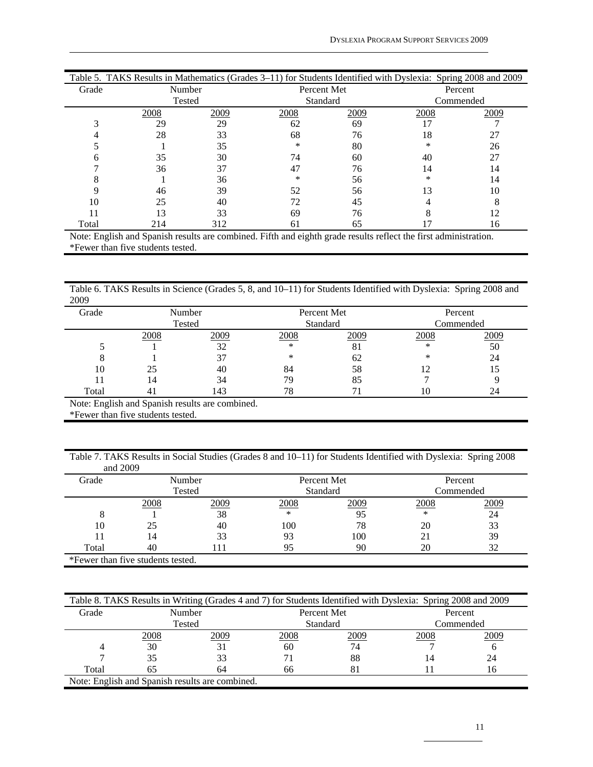Table 5. TAKS Results in Mathematics (Grades 3–11) for Students Identified with Dyslexia: Spring 2008 and 2009

| Grade | Number Tested | | Percent Met Standard | | Percent Commended | |
|---|---|---|---|---|---|---|
| | 2008 | 2009 | 2008 | 2009 | 2008 | 2009 |
| 3 | 29 | 29 | 62 | 69 | 17 | 7 |
| 4 | 28 | 33 | 68 | 76 | 18 | 27 |
| 5 | 1 | 35 | * | 80 | * | 26 |
| 6 | 35 | 30 | 74 | 60 | 40 | 27 |
| 7 | 36 | 37 | 47 | 76 | 14 | 14 |
| 8 | 1 | 36 | * | 56 | * | 14 |
| 9 | 46 | 39 | 52 | 56 | 13 | 10 |
| 10 | 25 | 40 | 72 | 45 | 4 | 8 |
| 11 | 13 | 33 | 69 | 76 | 8 | 12 |
| Total | 214 | 312 | 61 | 65 | 17 | 16 |

Note: English and Spanish results are combined. Fifth and eighth grade results reflect the first administration.
*Fewer than five students tested.

Table 6. TAKS Results in Science (Grades 5, 8, and 10–11) for Students Identified with Dyslexia: Spring 2008 and 2009

| Grade | Number Tested | | Percent Met Standard | | Percent Commended | |
|---|---|---|---|---|---|---|
| | 2008 | 2009 | 2008 | 2009 | 2008 | 2009 |
| 5 | 1 | 32 | * | 81 | * | 50 |
| 8 | 1 | 37 | * | 62 | * | 24 |
| 10 | 25 | 40 | 84 | 58 | 12 | 15 |
| 11 | 14 | 34 | 79 | 85 | 7 | 9 |
| Total | 41 | 143 | 78 | 71 | 10 | 24 |

Note: English and Spanish results are combined.
*Fewer than five students tested.

Table 7. TAKS Results in Social Studies (Grades 8 and 10–11) for Students Identified with Dyslexia: Spring 2008 and 2009

| Grade | Number Tested | | Percent Met Standard | | Percent Commended | |
|---|---|---|---|---|---|---|
| | 2008 | 2009 | 2008 | 2009 | 2008 | 2009 |
| 8 | 1 | 38 | * | 95 | * | 24 |
| 10 | 25 | 40 | 100 | 78 | 20 | 33 |
| 11 | 14 | 33 | 93 | 100 | 21 | 39 |
| Total | 40 | 111 | 95 | 90 | 20 | 32 |

*Fewer than five students tested.

Table 8. TAKS Results in Writing (Grades 4 and 7) for Students Identified with Dyslexia: Spring 2008 and 2009

| Grade | Number Tested | | Percent Met Standard | | Percent Commended | |
|---|---|---|---|---|---|---|
| | 2008 | 2009 | 2008 | 2009 | 2008 | 2009 |
| 4 | 30 | 31 | 60 | 74 | 7 | 6 |
| 7 | 35 | 33 | 71 | 88 | 14 | 24 |
| Total | 65 | 64 | 66 | 81 | 11 | 16 |

Note: English and Spanish results are combined.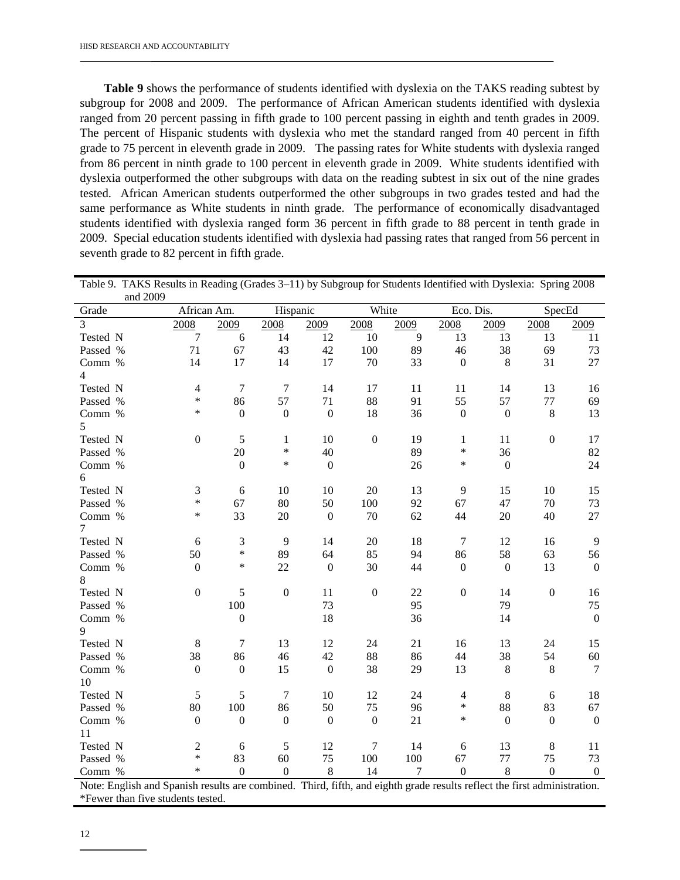**Table 9** shows the performance of students identified with dyslexia on the TAKS reading subtest by subgroup for 2008 and 2009. The performance of African American students identified with dyslexia ranged from 20 percent passing in fifth grade to 100 percent passing in eighth and tenth grades in 2009. The percent of Hispanic students with dyslexia who met the standard ranged from 40 percent in fifth grade to 75 percent in eleventh grade in 2009. The passing rates for White students with dyslexia ranged from 86 percent in ninth grade to 100 percent in eleventh grade in 2009. White students identified with dyslexia outperformed the other subgroups with data on the reading subtest in six out of the nine grades tested. African American students outperformed the other subgroups in two grades tested and had the same performance as White students in ninth grade. The performance of economically disadvantaged students identified with dyslexia ranged form 36 percent in fifth grade to 88 percent in tenth grade in 2009. Special education students identified with dyslexia had passing rates that ranged from 56 percent in seventh grade to 82 percent in fifth grade.

Table 9. TAKS Results in Reading (Grades 3–11) by Subgroup for Students Identified with Dyslexia: Spring 2008 and 2009

| Grade | African Am. | | Hispanic | | White | | Eco. Dis. | | SpecEd | |
|---|---|---|---|---|---|---|---|---|---|---|
| 3 | 2008 | 2009 | 2008 | 2009 | 2008 | 2009 | 2008 | 2009 | 2008 | 2009 |
| Tested N | 7 | 6 | 14 | 12 | 10 | 9 | 13 | 13 | 13 | 11 |
| Passed % | 71 | 67 | 43 | 42 | 100 | 89 | 46 | 38 | 69 | 73 |
| Comm % | 14 | 17 | 14 | 17 | 70 | 33 | 0 | 8 | 31 | 27 |
| 4 | | | | | | | | | | |
| Tested N | 4 | 7 | 7 | 14 | 17 | 11 | 11 | 14 | 13 | 16 |
| Passed % | * | 86 | 57 | 71 | 88 | 91 | 55 | 57 | 77 | 69 |
| Comm % | * | 0 | 0 | 0 | 18 | 36 | 0 | 0 | 8 | 13 |
| 5 | | | | | | | | | | |
| Tested N | 0 | 5 | 1 | 10 | 0 | 19 | 1 | 11 | 0 | 17 |
| Passed % | | 20 | * | 40 | | 89 | * | 36 | | 82 |
| Comm % | | 0 | * | 0 | | 26 | * | 0 | | 24 |
| 6 | | | | | | | | | | |
| Tested N | 3 | 6 | 10 | 10 | 20 | 13 | 9 | 15 | 10 | 15 |
| Passed % | * | 67 | 80 | 50 | 100 | 92 | 67 | 47 | 70 | 73 |
| Comm % | * | 33 | 20 | 0 | 70 | 62 | 44 | 20 | 40 | 27 |
| 7 | | | | | | | | | | |
| Tested N | 6 | 3 | 9 | 14 | 20 | 18 | 7 | 12 | 16 | 9 |
| Passed % | 50 | * | 89 | 64 | 85 | 94 | 86 | 58 | 63 | 56 |
| Comm % | 0 | * | 22 | 0 | 30 | 44 | 0 | 0 | 13 | 0 |
| 8 | | | | | | | | | | |
| Tested N | 0 | 5 | 0 | 11 | 0 | 22 | 0 | 14 | 0 | 16 |
| Passed % | | 100 | | 73 | | 95 | | 79 | | 75 |
| Comm % | | 0 | | 18 | | 36 | | 14 | | 0 |
| 9 | | | | | | | | | | |
| Tested N | 8 | 7 | 13 | 12 | 24 | 21 | 16 | 13 | 24 | 15 |
| Passed % | 38 | 86 | 46 | 42 | 88 | 86 | 44 | 38 | 54 | 60 |
| Comm % | 0 | 0 | 15 | 0 | 38 | 29 | 13 | 8 | 8 | 7 |
| 10 | | | | | | | | | | |
| Tested N | 5 | 5 | 7 | 10 | 12 | 24 | 4 | 8 | 6 | 18 |
| Passed % | 80 | 100 | 86 | 50 | 75 | 96 | * | 88 | 83 | 67 |
| Comm % | 0 | 0 | 0 | 0 | 0 | 21 | * | 0 | 0 | 0 |
| 11 | | | | | | | | | | |
| Tested N | 2 | 6 | 5 | 12 | 7 | 14 | 6 | 13 | 8 | 11 |
| Passed % | * | 83 | 60 | 75 | 100 | 100 | 67 | 77 | 75 | 73 |
| Comm % | * | 0 | 0 | 8 | 14 | 7 | 0 | 8 | 0 | 0 |

Note: English and Spanish results are combined. Third, fifth, and eighth grade results reflect the first administration.
*Fewer than five students tested.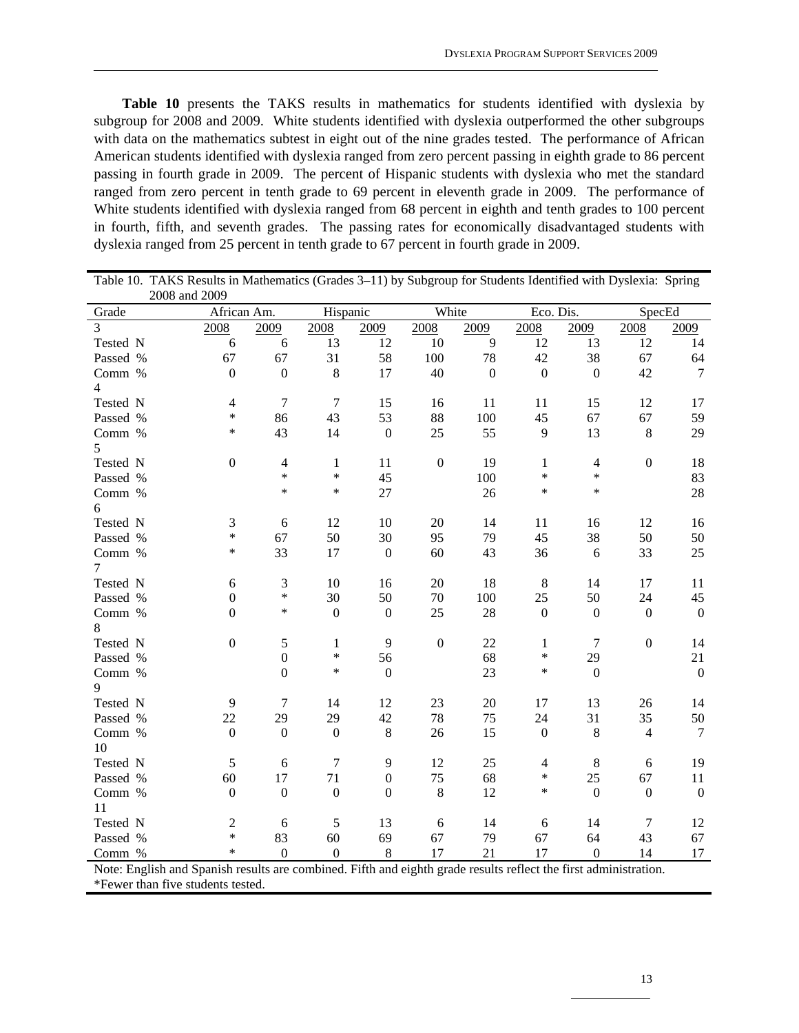**Table 10** presents the TAKS results in mathematics for students identified with dyslexia by subgroup for 2008 and 2009. White students identified with dyslexia outperformed the other subgroups with data on the mathematics subtest in eight out of the nine grades tested. The performance of African American students identified with dyslexia ranged from zero percent passing in eighth grade to 86 percent passing in fourth grade in 2009. The percent of Hispanic students with dyslexia who met the standard ranged from zero percent in tenth grade to 69 percent in eleventh grade in 2009. The performance of White students identified with dyslexia ranged from 68 percent in eighth and tenth grades to 100 percent in fourth, fifth, and seventh grades. The passing rates for economically disadvantaged students with dyslexia ranged from 25 percent in tenth grade to 67 percent in fourth grade in 2009.

Table 10. TAKS Results in Mathematics (Grades 3–11) by Subgroup for Students Identified with Dyslexia: Spring 2008 and 2009

| Grade | African Am. | | Hispanic | | White | | Eco. Dis. | | SpecEd | |
|---|---|---|---|---|---|---|---|---|---|---|
| 3 | 2008 | 2009 | 2008 | 2009 | 2008 | 2009 | 2008 | 2009 | 2008 | 2009 |
| Tested N | 6 | 6 | 13 | 12 | 10 | 9 | 12 | 13 | 12 | 14 |
| Passed % | 67 | 67 | 31 | 58 | 100 | 78 | 42 | 38 | 67 | 64 |
| Comm % | 0 | 0 | 8 | 17 | 40 | 0 | 0 | 0 | 42 | 7 |
| 4 | | | | | | | | | | |
| Tested N | 4 | 7 | 7 | 15 | 16 | 11 | 11 | 15 | 12 | 17 |
| Passed % | * | 86 | 43 | 53 | 88 | 100 | 45 | 67 | 67 | 59 |
| Comm % | * | 43 | 14 | 0 | 25 | 55 | 9 | 13 | 8 | 29 |
| 5 | | | | | | | | | | |
| Tested N | 0 | 4 | 1 | 11 | 0 | 19 | 1 | 4 | 0 | 18 |
| Passed % | | * | * | 45 | | 100 | * | * | | 83 |
| Comm % | | * | * | 27 | | 26 | * | * | | 28 |
| 6 | | | | | | | | | | |
| Tested N | 3 | 6 | 12 | 10 | 20 | 14 | 11 | 16 | 12 | 16 |
| Passed % | * | 67 | 50 | 30 | 95 | 79 | 45 | 38 | 50 | 50 |
| Comm % | * | 33 | 17 | 0 | 60 | 43 | 36 | 6 | 33 | 25 |
| 7 | | | | | | | | | | |
| Tested N | 6 | 3 | 10 | 16 | 20 | 18 | 8 | 14 | 17 | 11 |
| Passed % | 0 | * | 30 | 50 | 70 | 100 | 25 | 50 | 24 | 45 |
| Comm % | 0 | * | 0 | 0 | 25 | 28 | 0 | 0 | 0 | 0 |
| 8 | | | | | | | | | | |
| Tested N | 0 | 5 | 1 | 9 | 0 | 22 | 1 | 7 | 0 | 14 |
| Passed % | | 0 | * | 56 | | 68 | * | 29 | | 21 |
| Comm % | | 0 | * | 0 | | 23 | * | 0 | | 0 |
| 9 | | | | | | | | | | |
| Tested N | 9 | 7 | 14 | 12 | 23 | 20 | 17 | 13 | 26 | 14 |
| Passed % | 22 | 29 | 29 | 42 | 78 | 75 | 24 | 31 | 35 | 50 |
| Comm % | 0 | 0 | 0 | 8 | 26 | 15 | 0 | 8 | 4 | 7 |
| 10 | | | | | | | | | | |
| Tested N | 5 | 6 | 7 | 9 | 12 | 25 | 4 | 8 | 6 | 19 |
| Passed % | 60 | 17 | 71 | 0 | 75 | 68 | * | 25 | 67 | 11 |
| Comm % | 0 | 0 | 0 | 0 | 8 | 12 | * | 0 | 0 | 0 |
| 11 | | | | | | | | | | |
| Tested N | 2 | 6 | 5 | 13 | 6 | 14 | 6 | 14 | 7 | 12 |
| Passed % | * | 83 | 60 | 69 | 67 | 79 | 67 | 64 | 43 | 67 |
| Comm % | * | 0 | 0 | 8 | 17 | 21 | 17 | 0 | 14 | 17 |

Note: English and Spanish results are combined. Fifth and eighth grade results reflect the first administration.
*Fewer than five students tested.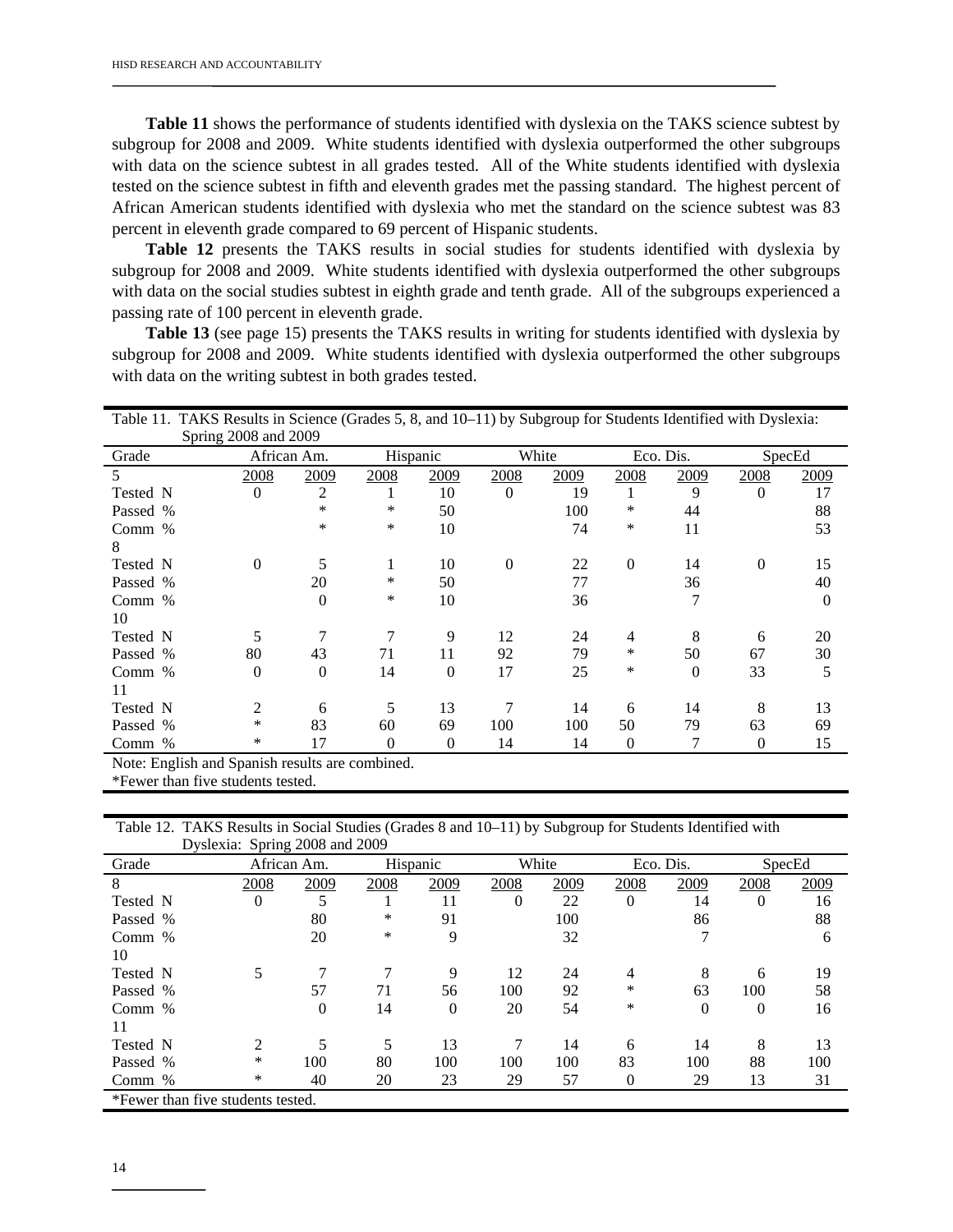**Table 11** shows the performance of students identified with dyslexia on the TAKS science subtest by subgroup for 2008 and 2009. White students identified with dyslexia outperformed the other subgroups with data on the science subtest in all grades tested. All of the White students identified with dyslexia tested on the science subtest in fifth and eleventh grades met the passing standard. The highest percent of African American students identified with dyslexia who met the standard on the science subtest was 83 percent in eleventh grade compared to 69 percent of Hispanic students.

**Table 12** presents the TAKS results in social studies for students identified with dyslexia by subgroup for 2008 and 2009. White students identified with dyslexia outperformed the other subgroups with data on the social studies subtest in eighth grade and tenth grade. All of the subgroups experienced a passing rate of 100 percent in eleventh grade.

**Table 13** (see page 15) presents the TAKS results in writing for students identified with dyslexia by subgroup for 2008 and 2009. White students identified with dyslexia outperformed the other subgroups with data on the writing subtest in both grades tested.

Table 11. TAKS Results in Science (Grades 5, 8, and 10–11) by Subgroup for Students Identified with Dyslexia: Spring 2008 and 2009

| Grade | African Am. | | Hispanic | | White | | Eco. Dis. | | SpecEd | |
|---|---|---|---|---|---|---|---|---|---|---|
| 5 | 2008 | 2009 | 2008 | 2009 | 2008 | 2009 | 2008 | 2009 | 2008 | 2009 |
| Tested N | 0 | 2 | 1 | 10 | 0 | 19 | 1 | 9 | 0 | 17 |
| Passed % | | * | * | 50 | | 100 | * | 44 | | 88 |
| Comm % | | * | * | 10 | | 74 | * | 11 | | 53 |
| 8 | | | | | | | | | | |
| Tested N | 0 | 5 | 1 | 10 | 0 | 22 | 0 | 14 | 0 | 15 |
| Passed % | | 20 | * | 50 | | 77 | | 36 | | 40 |
| Comm % | | 0 | * | 10 | | 36 | | 7 | | 0 |
| 10 | | | | | | | | | | |
| Tested N | 5 | 7 | 7 | 9 | 12 | 24 | 4 | 8 | 6 | 20 |
| Passed % | 80 | 43 | 71 | 11 | 92 | 79 | * | 50 | 67 | 30 |
| Comm % | 0 | 0 | 14 | 0 | 17 | 25 | * | 0 | 33 | 5 |
| 11 | | | | | | | | | | |
| Tested N | 2 | 6 | 5 | 13 | 7 | 14 | 6 | 14 | 8 | 13 |
| Passed % | * | 83 | 60 | 69 | 100 | 100 | 50 | 79 | 63 | 69 |
| Comm % | * | 17 | 0 | 0 | 14 | 14 | 0 | 7 | 0 | 15 |

Note: English and Spanish results are combined.
*Fewer than five students tested.

Table 12. TAKS Results in Social Studies (Grades 8 and 10–11) by Subgroup for Students Identified with Dyslexia: Spring 2008 and 2009

| Grade | African Am. | | Hispanic | | White | | Eco. Dis. | | SpecEd | |
|---|---|---|---|---|---|---|---|---|---|---|
| 8 | 2008 | 2009 | 2008 | 2009 | 2008 | 2009 | 2008 | 2009 | 2008 | 2009 |
| Tested N | 0 | 5 | 1 | 11 | 0 | 22 | 0 | 14 | 0 | 16 |
| Passed % | | 80 | * | 91 | | 100 | | 86 | | 88 |
| Comm % | | 20 | * | 9 | | 32 | | 7 | | 6 |
| 10 | | | | | | | | | | |
| Tested N | 5 | 7 | 7 | 9 | 12 | 24 | 4 | 8 | 6 | 19 |
| Passed % | | 57 | 71 | 56 | 100 | 92 | * | 63 | 100 | 58 |
| Comm % | | 0 | 14 | 0 | 20 | 54 | * | 0 | 0 | 16 |
| 11 | | | | | | | | | | |
| Tested N | 2 | 5 | 5 | 13 | 7 | 14 | 6 | 14 | 8 | 13 |
| Passed % | * | 100 | 80 | 100 | 100 | 100 | 83 | 100 | 88 | 100 |
| Comm % | * | 40 | 20 | 23 | 29 | 57 | 0 | 29 | 13 | 31 |

*Fewer than five students tested.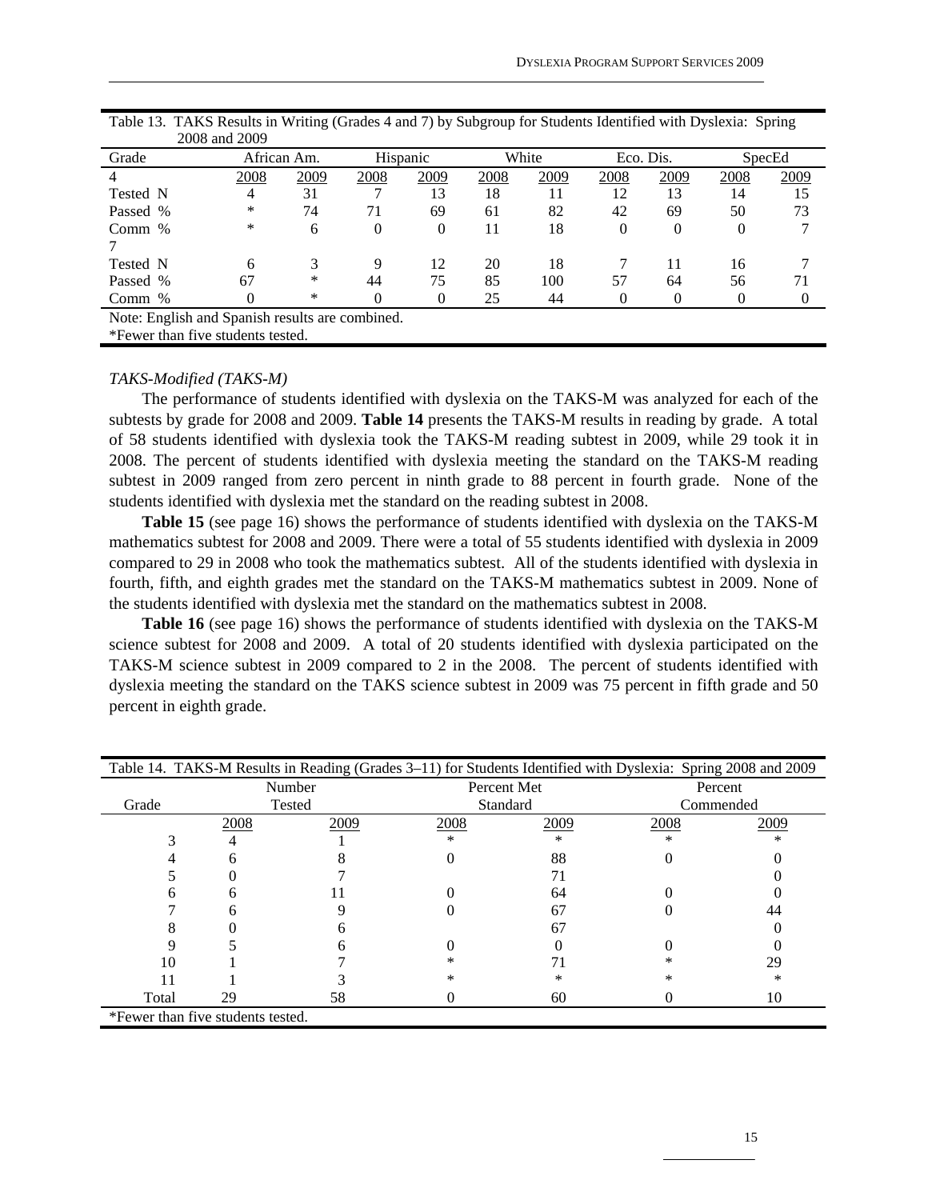Table 13. TAKS Results in Writing (Grades 4 and 7) by Subgroup for Students Identified with Dyslexia: Spring 2008 and 2009

| Grade | African Am. | | Hispanic | | White | | Eco. Dis. | | SpecEd | |
|---|---|---|---|---|---|---|---|---|---|---|
| 4 | 2008 | 2009 | 2008 | 2009 | 2008 | 2009 | 2008 | 2009 | 2008 | 2009 |
| Tested N | 4 | 31 | 7 | 13 | 18 | 11 | 12 | 13 | 14 | 15 |
| Passed % | * | 74 | 71 | 69 | 61 | 82 | 42 | 69 | 50 | 73 |
| Comm % | * | 6 | 0 | 0 | 11 | 18 | 0 | 0 | 0 | 7 |
| 7 | | | | | | | | | | |
| Tested N | 6 | 3 | 9 | 12 | 20 | 18 | 7 | 11 | 16 | 7 |
| Passed % | 67 | * | 44 | 75 | 85 | 100 | 57 | 64 | 56 | 71 |
| Comm % | 0 | * | 0 | 0 | 25 | 44 | 0 | 0 | 0 | 0 |

Note: English and Spanish results are combined.
*Fewer than five students tested.

*TAKS-Modified (TAKS-M)*

The performance of students identified with dyslexia on the TAKS-M was analyzed for each of the subtests by grade for 2008 and 2009. **Table 14** presents the TAKS-M results in reading by grade. A total of 58 students identified with dyslexia took the TAKS-M reading subtest in 2009, while 29 took it in 2008. The percent of students identified with dyslexia meeting the standard on the TAKS-M reading subtest in 2009 ranged from zero percent in ninth grade to 88 percent in fourth grade. None of the students identified with dyslexia met the standard on the reading subtest in 2008.

**Table 15** (see page 16) shows the performance of students identified with dyslexia on the TAKS-M mathematics subtest for 2008 and 2009. There were a total of 55 students identified with dyslexia in 2009 compared to 29 in 2008 who took the mathematics subtest. All of the students identified with dyslexia in fourth, fifth, and eighth grades met the standard on the TAKS-M mathematics subtest in 2009. None of the students identified with dyslexia met the standard on the mathematics subtest in 2008.

**Table 16** (see page 16) shows the performance of students identified with dyslexia on the TAKS-M science subtest for 2008 and 2009. A total of 20 students identified with dyslexia participated on the TAKS-M science subtest in 2009 compared to 2 in the 2008. The percent of students identified with dyslexia meeting the standard on the TAKS science subtest in 2009 was 75 percent in fifth grade and 50 percent in eighth grade.

Table 14. TAKS-M Results in Reading (Grades 3–11) for Students Identified with Dyslexia: Spring 2008 and 2009

| Grade | Number Tested | | Percent Met Standard | | Percent Commended | |
|---|---|---|---|---|---|---|
| | 2008 | 2009 | 2008 | 2009 | 2008 | 2009 |
| 3 | 4 | 1 | * | * | * | * |
| 4 | 6 | 8 | 0 | 88 | 0 | 0 |
| 5 | 0 | 7 | | 71 | | 0 |
| 6 | 6 | 11 | 0 | 64 | 0 | 0 |
| 7 | 6 | 9 | 0 | 67 | 0 | 44 |
| 8 | 0 | 6 | | 67 | | 0 |
| 9 | 5 | 6 | 0 | 0 | 0 | 0 |
| 10 | 1 | 7 | * | 71 | * | 29 |
| 11 | 1 | 3 | * | * | * | * |
| Total | 29 | 58 | 0 | 60 | 0 | 10 |

*Fewer than five students tested.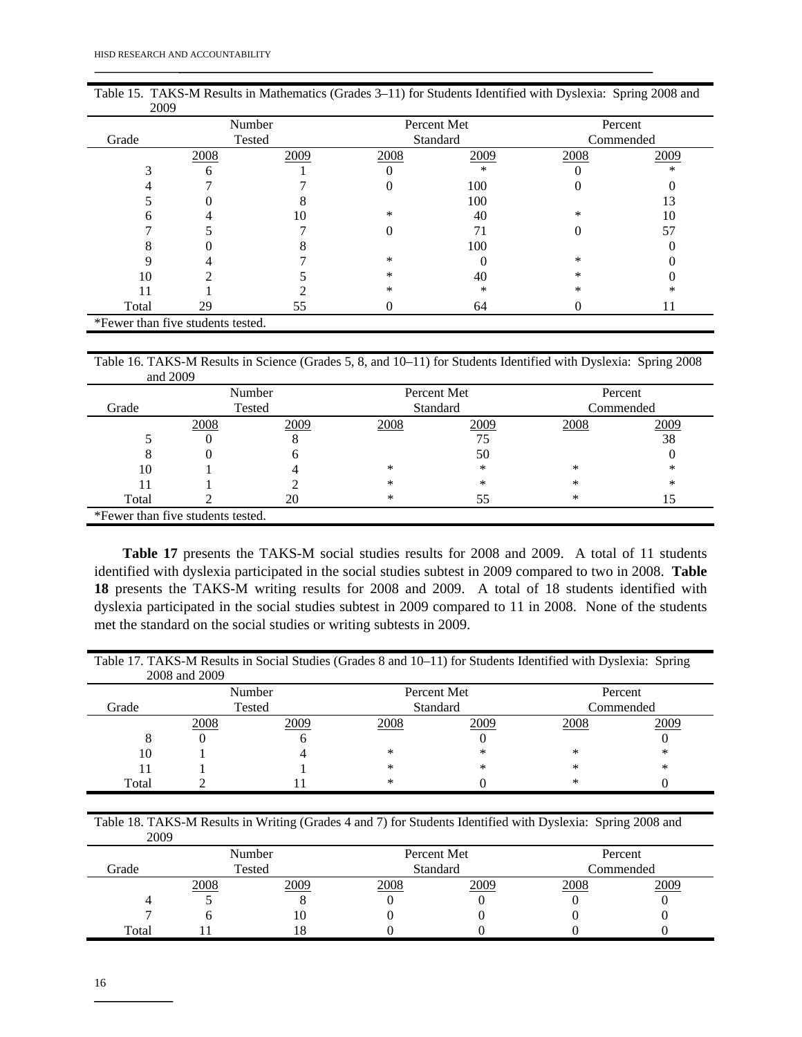Table 15. TAKS-M Results in Mathematics (Grades 3–11) for Students Identified with Dyslexia: Spring 2008 and 2009

| Grade | Number Tested | | Percent Met Standard | | Percent Commended | |
|---|---|---|---|---|---|---|
| | 2008 | 2009 | 2008 | 2009 | 2008 | 2009 |
| 3 | 6 | 1 | 0 | * | 0 | * |
| 4 | 7 | 7 | 0 | 100 | 0 | 0 |
| 5 | 0 | 8 | | 100 | | 13 |
| 6 | 4 | 10 | * | 40 | * | 10 |
| 7 | 5 | 7 | 0 | 71 | 0 | 57 |
| 8 | 0 | 8 | | 100 | | 0 |
| 9 | 4 | 7 | * | 0 | * | 0 |
| 10 | 2 | 5 | * | 40 | * | 0 |
| 11 | 1 | 2 | * | * | * | * |
| Total | 29 | 55 | 0 | 64 | 0 | 11 |

*Fewer than five students tested.

Table 16. TAKS-M Results in Science (Grades 5, 8, and 10–11) for Students Identified with Dyslexia: Spring 2008 and 2009

| Grade | Number Tested | | Percent Met Standard | | Percent Commended | |
|---|---|---|---|---|---|---|
| | 2008 | 2009 | 2008 | 2009 | 2008 | 2009 |
| 5 | 0 | 8 | | 75 | | 38 |
| 8 | 0 | 6 | | 50 | | 0 |
| 10 | 1 | 4 | * | * | * | * |
| 11 | 1 | 2 | * | * | * | * |
| Total | 2 | 20 | * | 55 | * | 15 |

*Fewer than five students tested.

**Table 17** presents the TAKS-M social studies results for 2008 and 2009. A total of 11 students identified with dyslexia participated in the social studies subtest in 2009 compared to two in 2008. **Table 18** presents the TAKS-M writing results for 2008 and 2009. A total of 18 students identified with dyslexia participated in the social studies subtest in 2009 compared to 11 in 2008. None of the students met the standard on the social studies or writing subtests in 2009.

Table 17. TAKS-M Results in Social Studies (Grades 8 and 10–11) for Students Identified with Dyslexia: Spring 2008 and 2009

| Grade | Number Tested | | Percent Met Standard | | Percent Commended | |
|---|---|---|---|---|---|---|
| | 2008 | 2009 | 2008 | 2009 | 2008 | 2009 |
| 8 | 0 | 6 | | 0 | | 0 |
| 10 | 1 | 4 | * | * | * | * |
| 11 | 1 | 1 | * | * | * | * |
| Total | 2 | 11 | * | 0 | * | 0 |

Table 18. TAKS-M Results in Writing (Grades 4 and 7) for Students Identified with Dyslexia: Spring 2008 and 2009

| Grade | Number Tested | | Percent Met Standard | | Percent Commended | |
|---|---|---|---|---|---|---|
| | 2008 | 2009 | 2008 | 2009 | 2008 | 2009 |
| 4 | 5 | 8 | 0 | 0 | 0 | 0 |
| 7 | 6 | 10 | 0 | 0 | 0 | 0 |
| Total | 11 | 18 | 0 | 0 | 0 | 0 |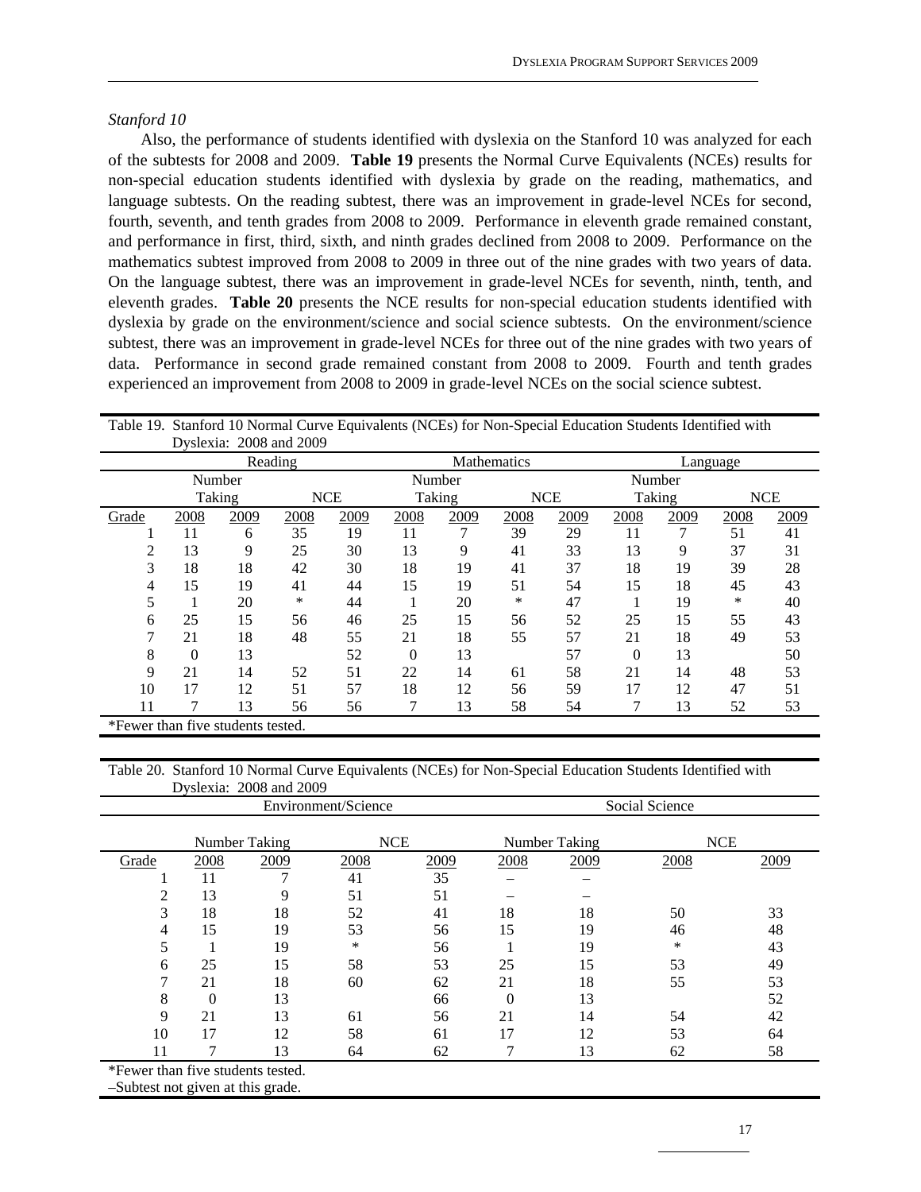*Stanford 10*

Also, the performance of students identified with dyslexia on the Stanford 10 was analyzed for each of the subtests for 2008 and 2009. **Table 19** presents the Normal Curve Equivalents (NCEs) results for non-special education students identified with dyslexia by grade on the reading, mathematics, and language subtests. On the reading subtest, there was an improvement in grade-level NCEs for second, fourth, seventh, and tenth grades from 2008 to 2009. Performance in eleventh grade remained constant, and performance in first, third, sixth, and ninth grades declined from 2008 to 2009. Performance on the mathematics subtest improved from 2008 to 2009 in three out of the nine grades with two years of data. On the language subtest, there was an improvement in grade-level NCEs for seventh, ninth, tenth, and eleventh grades. **Table 20** presents the NCE results for non-special education students identified with dyslexia by grade on the environment/science and social science subtests. On the environment/science subtest, there was an improvement in grade-level NCEs for three out of the nine grades with two years of data. Performance in second grade remained constant from 2008 to 2009. Fourth and tenth grades experienced an improvement from 2008 to 2009 in grade-level NCEs on the social science subtest.

Table 19. Stanford 10 Normal Curve Equivalents (NCEs) for Non-Special Education Students Identified with Dyslexia: 2008 and 2009

| | Reading | | | | Mathematics | | | | Language | | | |
|---|---|---|---|---|---|---|---|---|---|---|---|---|
| | Number Taking | | NCE | | Number Taking | | NCE | | Number Taking | | NCE | |
| Grade | 2008 | 2009 | 2008 | 2009 | 2008 | 2009 | 2008 | 2009 | 2008 | 2009 | 2008 | 2009 |
| 1 | 11 | 6 | 35 | 19 | 11 | 7 | 39 | 29 | 11 | 7 | 51 | 41 |
| 2 | 13 | 9 | 25 | 30 | 13 | 9 | 41 | 33 | 13 | 9 | 37 | 31 |
| 3 | 18 | 18 | 42 | 30 | 18 | 19 | 41 | 37 | 18 | 19 | 39 | 28 |
| 4 | 15 | 19 | 41 | 44 | 15 | 19 | 51 | 54 | 15 | 18 | 45 | 43 |
| 5 | 1 | 20 | * | 44 | 1 | 20 | * | 47 | 1 | 19 | * | 40 |
| 6 | 25 | 15 | 56 | 46 | 25 | 15 | 56 | 52 | 25 | 15 | 55 | 43 |
| 7 | 21 | 18 | 48 | 55 | 21 | 18 | 55 | 57 | 21 | 18 | 49 | 53 |
| 8 | 0 | 13 | | 52 | 0 | 13 | | 57 | 0 | 13 | | 50 |
| 9 | 21 | 14 | 52 | 51 | 22 | 14 | 61 | 58 | 21 | 14 | 48 | 53 |
| 10 | 17 | 12 | 51 | 57 | 18 | 12 | 56 | 59 | 17 | 12 | 47 | 51 |
| 11 | 7 | 13 | 56 | 56 | 7 | 13 | 58 | 54 | 7 | 13 | 52 | 53 |

*Fewer than five students tested.

Table 20. Stanford 10 Normal Curve Equivalents (NCEs) for Non-Special Education Students Identified with Dyslexia: 2008 and 2009

| | Environment/Science | | | | Social Science | | | |
|---|---|---|---|---|---|---|---|---|
| | Number Taking | | NCE | | Number Taking | | NCE | |
| Grade | 2008 | 2009 | 2008 | 2009 | 2008 | 2009 | 2008 | 2009 |
| 1 | 11 | 7 | 41 | 35 | – | – | | |
| 2 | 13 | 9 | 51 | 51 | – | – | | |
| 3 | 18 | 18 | 52 | 41 | 18 | 18 | 50 | 33 |
| 4 | 15 | 19 | 53 | 56 | 15 | 19 | 46 | 48 |
| 5 | 1 | 19 | * | 56 | 1 | 19 | * | 43 |
| 6 | 25 | 15 | 58 | 53 | 25 | 15 | 53 | 49 |
| 7 | 21 | 18 | 60 | 62 | 21 | 18 | 55 | 53 |
| 8 | 0 | 13 | | 66 | 0 | 13 | | 52 |
| 9 | 21 | 13 | 61 | 56 | 21 | 14 | 54 | 42 |
| 10 | 17 | 12 | 58 | 61 | 17 | 12 | 53 | 64 |
| 11 | 7 | 13 | 64 | 62 | 7 | 13 | 62 | 58 |

*Fewer than five students tested.
–Subtest not given at this grade.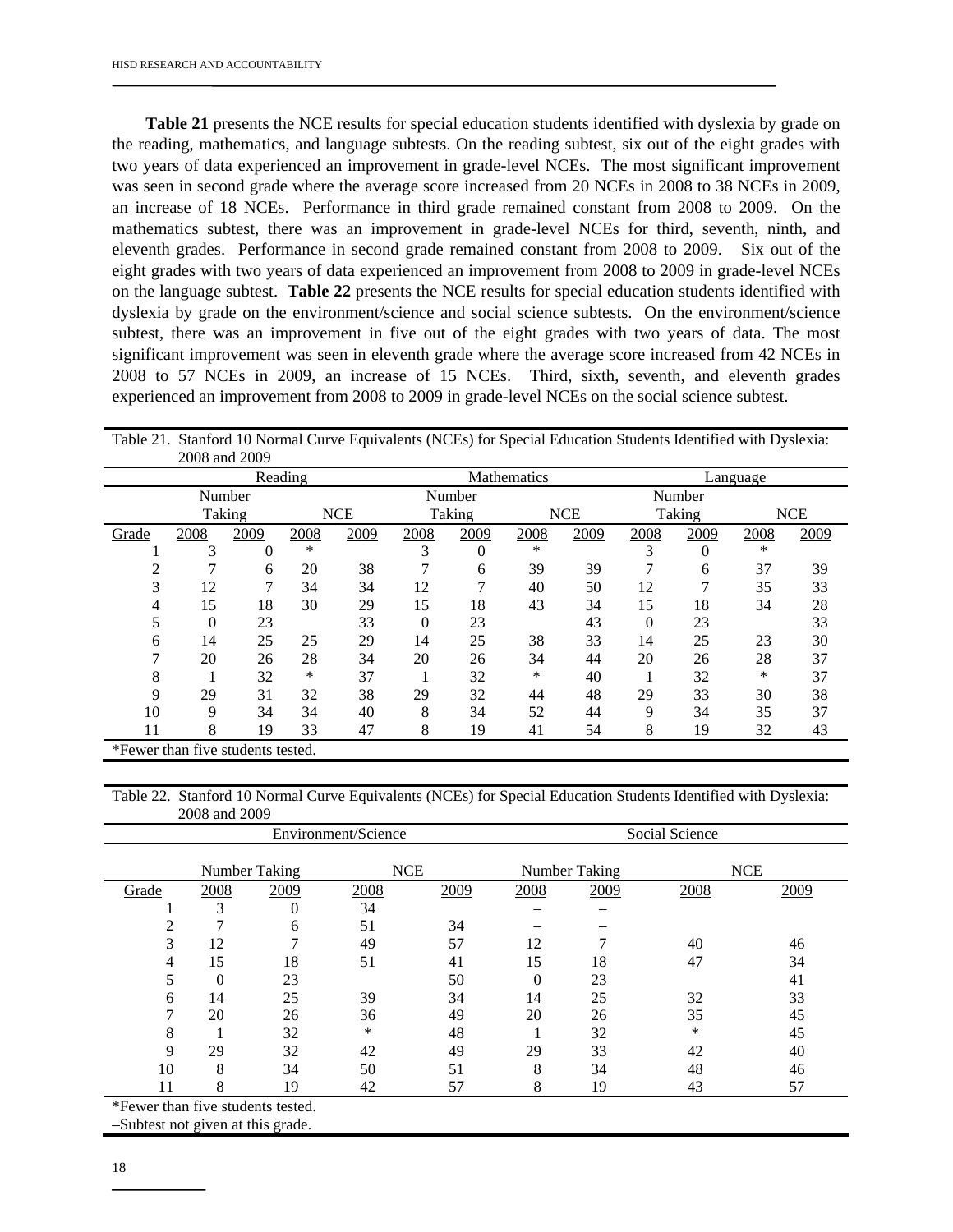**Table 21** presents the NCE results for special education students identified with dyslexia by grade on the reading, mathematics, and language subtests. On the reading subtest, six out of the eight grades with two years of data experienced an improvement in grade-level NCEs. The most significant improvement was seen in second grade where the average score increased from 20 NCEs in 2008 to 38 NCEs in 2009, an increase of 18 NCEs. Performance in third grade remained constant from 2008 to 2009. On the mathematics subtest, there was an improvement in grade-level NCEs for third, seventh, ninth, and eleventh grades. Performance in second grade remained constant from 2008 to 2009. Six out of the eight grades with two years of data experienced an improvement from 2008 to 2009 in grade-level NCEs on the language subtest. **Table 22** presents the NCE results for special education students identified with dyslexia by grade on the environment/science and social science subtests. On the environment/science subtest, there was an improvement in five out of the eight grades with two years of data. The most significant improvement was seen in eleventh grade where the average score increased from 42 NCEs in 2008 to 57 NCEs in 2009, an increase of 15 NCEs. Third, sixth, seventh, and eleventh grades experienced an improvement from 2008 to 2009 in grade-level NCEs on the social science subtest.

Table 21. Stanford 10 Normal Curve Equivalents (NCEs) for Special Education Students Identified with Dyslexia: 2008 and 2009

| | Reading | | | | Mathematics | | | | Language | | | |
|---|---|---|---|---|---|---|---|---|---|---|---|---|
| | Number Taking | | NCE | | Number Taking | | NCE | | Number Taking | | NCE | |
| Grade | 2008 | 2009 | 2008 | 2009 | 2008 | 2009 | 2008 | 2009 | 2008 | 2009 | 2008 | 2009 |
| 1 | 3 | 0 | * | | 3 | 0 | * | | 3 | 0 | * | |
| 2 | 7 | 6 | 20 | 38 | 7 | 6 | 39 | 39 | 7 | 6 | 37 | 39 |
| 3 | 12 | 7 | 34 | 34 | 12 | 7 | 40 | 50 | 12 | 7 | 35 | 33 |
| 4 | 15 | 18 | 30 | 29 | 15 | 18 | 43 | 34 | 15 | 18 | 34 | 28 |
| 5 | 0 | 23 | | 33 | 0 | 23 | | 43 | 0 | 23 | | 33 |
| 6 | 14 | 25 | 25 | 29 | 14 | 25 | 38 | 33 | 14 | 25 | 23 | 30 |
| 7 | 20 | 26 | 28 | 34 | 20 | 26 | 34 | 44 | 20 | 26 | 28 | 37 |
| 8 | 1 | 32 | * | 37 | 1 | 32 | * | 40 | 1 | 32 | * | 37 |
| 9 | 29 | 31 | 32 | 38 | 29 | 32 | 44 | 48 | 29 | 33 | 30 | 38 |
| 10 | 9 | 34 | 34 | 40 | 8 | 34 | 52 | 44 | 9 | 34 | 35 | 37 |
| 11 | 8 | 19 | 33 | 47 | 8 | 19 | 41 | 54 | 8 | 19 | 32 | 43 |

*Fewer than five students tested.

Table 22. Stanford 10 Normal Curve Equivalents (NCEs) for Special Education Students Identified with Dyslexia: 2008 and 2009

| | Environment/Science | | | | Social Science | | | |
|---|---|---|---|---|---|---|---|---|
| | Number Taking | | NCE | | Number Taking | | NCE | |
| Grade | 2008 | 2009 | 2008 | 2009 | 2008 | 2009 | 2008 | 2009 |
| 1 | 3 | 0 | 34 | | – | – | | |
| 2 | 7 | 6 | 51 | 34 | – | – | | |
| 3 | 12 | 7 | 49 | 57 | 12 | 7 | 40 | 46 |
| 4 | 15 | 18 | 51 | 41 | 15 | 18 | 47 | 34 |
| 5 | 0 | 23 | | 50 | 0 | 23 | | 41 |
| 6 | 14 | 25 | 39 | 34 | 14 | 25 | 32 | 33 |
| 7 | 20 | 26 | 36 | 49 | 20 | 26 | 35 | 45 |
| 8 | 1 | 32 | * | 48 | 1 | 32 | * | 45 |
| 9 | 29 | 32 | 42 | 49 | 29 | 33 | 42 | 40 |
| 10 | 8 | 34 | 50 | 51 | 8 | 34 | 48 | 46 |
| 11 | 8 | 19 | 42 | 57 | 8 | 19 | 43 | 57 |

*Fewer than five students tested.
–Subtest not given at this grade.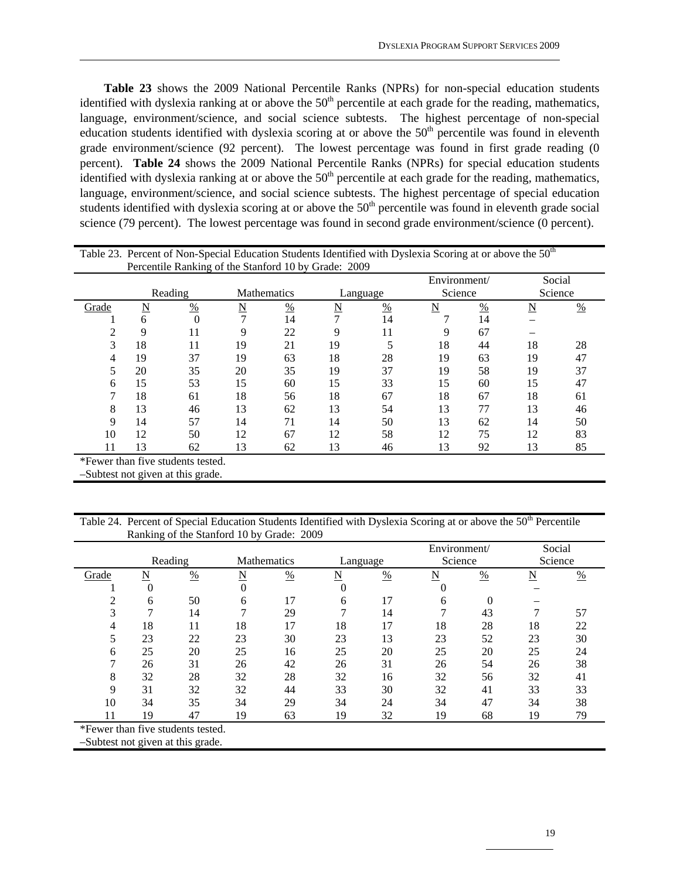**Table 23** shows the 2009 National Percentile Ranks (NPRs) for non-special education students identified with dyslexia ranking at or above the 50th percentile at each grade for the reading, mathematics, language, environment/science, and social science subtests. The highest percentage of non-special education students identified with dyslexia scoring at or above the 50th percentile was found in eleventh grade environment/science (92 percent). The lowest percentage was found in first grade reading (0 percent). **Table 24** shows the 2009 National Percentile Ranks (NPRs) for special education students identified with dyslexia ranking at or above the 50th percentile at each grade for the reading, mathematics, language, environment/science, and social science subtests. The highest percentage of special education students identified with dyslexia scoring at or above the 50th percentile was found in eleventh grade social science (79 percent). The lowest percentage was found in second grade environment/science (0 percent).

Table 23. Percent of Non-Special Education Students Identified with Dyslexia Scoring at or above the 50th Percentile Ranking of the Stanford 10 by Grade: 2009

| | Reading | | Mathematics | | Language | | Environment/ Science | | Social Science | |
|---|---|---|---|---|---|---|---|---|---|---|
| Grade | N | % | N | % | N | % | N | % | N | % |
| 1 | 6 | 0 | 7 | 14 | 7 | 14 | 7 | 14 | – | |
| 2 | 9 | 11 | 9 | 22 | 9 | 11 | 9 | 67 | – | |
| 3 | 18 | 11 | 19 | 21 | 19 | 5 | 18 | 44 | 18 | 28 |
| 4 | 19 | 37 | 19 | 63 | 18 | 28 | 19 | 63 | 19 | 47 |
| 5 | 20 | 35 | 20 | 35 | 19 | 37 | 19 | 58 | 19 | 37 |
| 6 | 15 | 53 | 15 | 60 | 15 | 33 | 15 | 60 | 15 | 47 |
| 7 | 18 | 61 | 18 | 56 | 18 | 67 | 18 | 67 | 18 | 61 |
| 8 | 13 | 46 | 13 | 62 | 13 | 54 | 13 | 77 | 13 | 46 |
| 9 | 14 | 57 | 14 | 71 | 14 | 50 | 13 | 62 | 14 | 50 |
| 10 | 12 | 50 | 12 | 67 | 12 | 58 | 12 | 75 | 12 | 83 |
| 11 | 13 | 62 | 13 | 62 | 13 | 46 | 13 | 92 | 13 | 85 |

*Fewer than five students tested.
–Subtest not given at this grade.

Table 24. Percent of Special Education Students Identified with Dyslexia Scoring at or above the 50th Percentile Ranking of the Stanford 10 by Grade: 2009

| | Reading | | Mathematics | | Language | | Environment/ Science | | Social Science | |
|---|---|---|---|---|---|---|---|---|---|---|
| Grade | N | % | N | % | N | % | N | % | N | % |
| 1 | 0 | | 0 | | 0 | | 0 | | – | |
| 2 | 6 | 50 | 6 | 17 | 6 | 17 | 6 | 0 | – | |
| 3 | 7 | 14 | 7 | 29 | 7 | 14 | 7 | 43 | 7 | 57 |
| 4 | 18 | 11 | 18 | 17 | 18 | 17 | 18 | 28 | 18 | 22 |
| 5 | 23 | 22 | 23 | 30 | 23 | 13 | 23 | 52 | 23 | 30 |
| 6 | 25 | 20 | 25 | 16 | 25 | 20 | 25 | 20 | 25 | 24 |
| 7 | 26 | 31 | 26 | 42 | 26 | 31 | 26 | 54 | 26 | 38 |
| 8 | 32 | 28 | 32 | 28 | 32 | 16 | 32 | 56 | 32 | 41 |
| 9 | 31 | 32 | 32 | 44 | 33 | 30 | 32 | 41 | 33 | 33 |
| 10 | 34 | 35 | 34 | 29 | 34 | 24 | 34 | 47 | 34 | 38 |
| 11 | 19 | 47 | 19 | 63 | 19 | 32 | 19 | 68 | 19 | 79 |

*Fewer than five students tested.
–Subtest not given at this grade.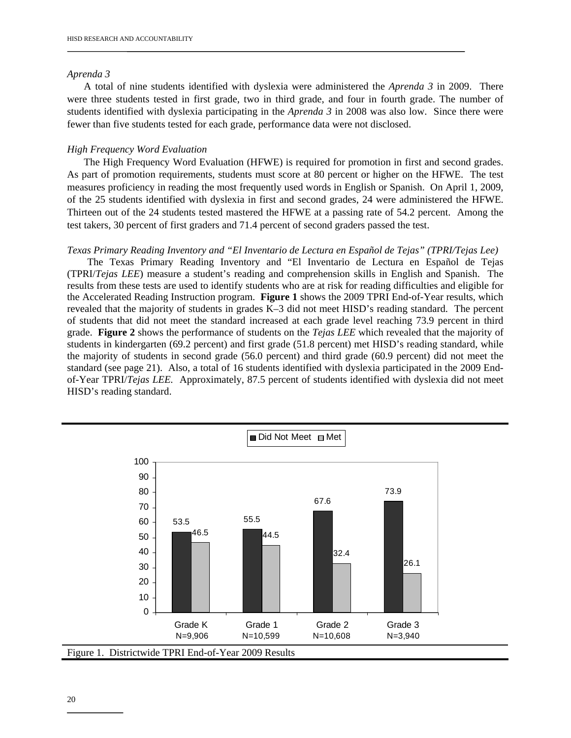*Aprenda 3*

A total of nine students identified with dyslexia were administered the *Aprenda 3* in 2009. There were three students tested in first grade, two in third grade, and four in fourth grade. The number of students identified with dyslexia participating in the *Aprenda 3* in 2008 was also low. Since there were fewer than five students tested for each grade, performance data were not disclosed.

*High Frequency Word Evaluation*

The High Frequency Word Evaluation (HFWE) is required for promotion in first and second grades. As part of promotion requirements, students must score at 80 percent or higher on the HFWE. The test measures proficiency in reading the most frequently used words in English or Spanish. On April 1, 2009, of the 25 students identified with dyslexia in first and second grades, 24 were administered the HFWE. Thirteen out of the 24 students tested mastered the HFWE at a passing rate of 54.2 percent. Among the test takers, 30 percent of first graders and 71.4 percent of second graders passed the test.

*Texas Primary Reading Inventory and "El Inventario de Lectura en Español de Tejas" (TPRI/Tejas Lee)*

The Texas Primary Reading Inventory and "El Inventario de Lectura en Español de Tejas (TPRI/*Tejas LEE*) measure a student's reading and comprehension skills in English and Spanish. The results from these tests are used to identify students who are at risk for reading difficulties and eligible for the Accelerated Reading Instruction program. **Figure 1** shows the 2009 TPRI End-of-Year results, which revealed that the majority of students in grades K–3 did not meet HISD's reading standard. The percent of students that did not meet the standard increased at each grade level reaching 73.9 percent in third grade. **Figure 2** shows the performance of students on the *Tejas LEE* which revealed that the majority of students in kindergarten (69.2 percent) and first grade (51.8 percent) met HISD's reading standard, while the majority of students in second grade (56.0 percent) and third grade (60.9 percent) did not meet the standard (see page 21). Also, a total of 16 students identified with dyslexia participated in the 2009 End-of-Year TPRI/*Tejas LEE.* Approximately, 87.5 percent of students identified with dyslexia did not meet HISD's reading standard.

| | Grade K (N=9,906) | Grade 1 (N=10,599) | Grade 2 (N=10,608) | Grade 3 (N=3,940) |
|---|---|---|---|---|
| Did Not Meet | 53.5 | 55.5 | 67.6 | 73.9 |
| Met | 46.5 | 44.5 | 32.4 | 26.1 |

Figure 1. Districtwide TPRI End-of-Year 2009 Results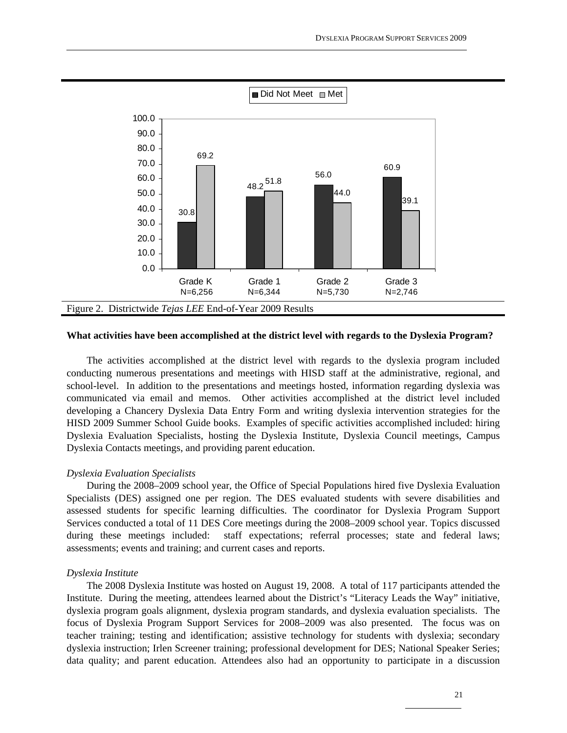| | Grade K N=6,256 | Grade 1 N=6,344 | Grade 2 N=5,730 | Grade 3 N=2,746 |
|---|---|---|---|---|
| Did Not Meet | 30.8 | 48.2 | 56.0 | 60.9 |
| Met | 69.2 | 51.8 | 44.0 | 39.1 |

Figure 2. Districtwide *Tejas LEE* End-of-Year 2009 Results

**What activities have been accomplished at the district level with regards to the Dyslexia Program?**

The activities accomplished at the district level with regards to the dyslexia program included conducting numerous presentations and meetings with HISD staff at the administrative, regional, and school-level. In addition to the presentations and meetings hosted, information regarding dyslexia was communicated via email and memos. Other activities accomplished at the district level included developing a Chancery Dyslexia Data Entry Form and writing dyslexia intervention strategies for the HISD 2009 Summer School Guide books. Examples of specific activities accomplished included: hiring Dyslexia Evaluation Specialists, hosting the Dyslexia Institute, Dyslexia Council meetings, Campus Dyslexia Contacts meetings, and providing parent education.

*Dyslexia Evaluation Specialists*

During the 2008–2009 school year, the Office of Special Populations hired five Dyslexia Evaluation Specialists (DES) assigned one per region. The DES evaluated students with severe disabilities and assessed students for specific learning difficulties. The coordinator for Dyslexia Program Support Services conducted a total of 11 DES Core meetings during the 2008–2009 school year. Topics discussed during these meetings included: staff expectations; referral processes; state and federal laws; assessments; events and training; and current cases and reports.

*Dyslexia Institute*

The 2008 Dyslexia Institute was hosted on August 19, 2008. A total of 117 participants attended the Institute. During the meeting, attendees learned about the District's "Literacy Leads the Way" initiative, dyslexia program goals alignment, dyslexia program standards, and dyslexia evaluation specialists. The focus of Dyslexia Program Support Services for 2008–2009 was also presented. The focus was on teacher training; testing and identification; assistive technology for students with dyslexia; secondary dyslexia instruction; Irlen Screener training; professional development for DES; National Speaker Series; data quality; and parent education. Attendees also had an opportunity to participate in a discussion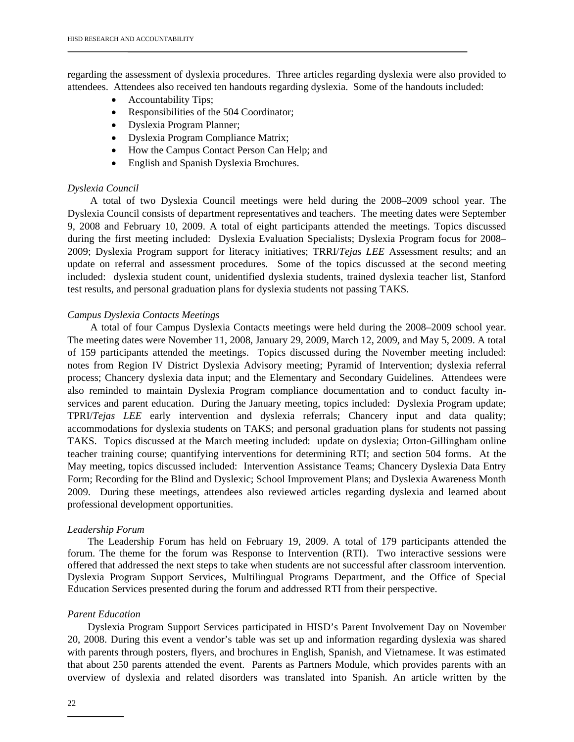regarding the assessment of dyslexia procedures. Three articles regarding dyslexia were also provided to attendees. Attendees also received ten handouts regarding dyslexia. Some of the handouts included:

- Accountability Tips;
- Responsibilities of the 504 Coordinator;
- Dyslexia Program Planner;
- Dyslexia Program Compliance Matrix;
- How the Campus Contact Person Can Help; and
- English and Spanish Dyslexia Brochures.

*Dyslexia Council*

A total of two Dyslexia Council meetings were held during the 2008–2009 school year. The Dyslexia Council consists of department representatives and teachers. The meeting dates were September 9, 2008 and February 10, 2009. A total of eight participants attended the meetings. Topics discussed during the first meeting included: Dyslexia Evaluation Specialists; Dyslexia Program focus for 2008–2009; Dyslexia Program support for literacy initiatives; TRRI/*Tejas LEE* Assessment results; and an update on referral and assessment procedures. Some of the topics discussed at the second meeting included: dyslexia student count, unidentified dyslexia students, trained dyslexia teacher list, Stanford test results, and personal graduation plans for dyslexia students not passing TAKS.

*Campus Dyslexia Contacts Meetings*

A total of four Campus Dyslexia Contacts meetings were held during the 2008–2009 school year. The meeting dates were November 11, 2008, January 29, 2009, March 12, 2009, and May 5, 2009. A total of 159 participants attended the meetings. Topics discussed during the November meeting included: notes from Region IV District Dyslexia Advisory meeting; Pyramid of Intervention; dyslexia referral process; Chancery dyslexia data input; and the Elementary and Secondary Guidelines. Attendees were also reminded to maintain Dyslexia Program compliance documentation and to conduct faculty in-services and parent education. During the January meeting, topics included: Dyslexia Program update; TPRI/*Tejas LEE* early intervention and dyslexia referrals; Chancery input and data quality; accommodations for dyslexia students on TAKS; and personal graduation plans for students not passing TAKS. Topics discussed at the March meeting included: update on dyslexia; Orton-Gillingham online teacher training course; quantifying interventions for determining RTI; and section 504 forms. At the May meeting, topics discussed included: Intervention Assistance Teams; Chancery Dyslexia Data Entry Form; Recording for the Blind and Dyslexic; School Improvement Plans; and Dyslexia Awareness Month 2009. During these meetings, attendees also reviewed articles regarding dyslexia and learned about professional development opportunities.

*Leadership Forum*

The Leadership Forum has held on February 19, 2009. A total of 179 participants attended the forum. The theme for the forum was Response to Intervention (RTI). Two interactive sessions were offered that addressed the next steps to take when students are not successful after classroom intervention. Dyslexia Program Support Services, Multilingual Programs Department, and the Office of Special Education Services presented during the forum and addressed RTI from their perspective.

*Parent Education*

Dyslexia Program Support Services participated in HISD's Parent Involvement Day on November 20, 2008. During this event a vendor's table was set up and information regarding dyslexia was shared with parents through posters, flyers, and brochures in English, Spanish, and Vietnamese. It was estimated that about 250 parents attended the event. Parents as Partners Module, which provides parents with an overview of dyslexia and related disorders was translated into Spanish. An article written by the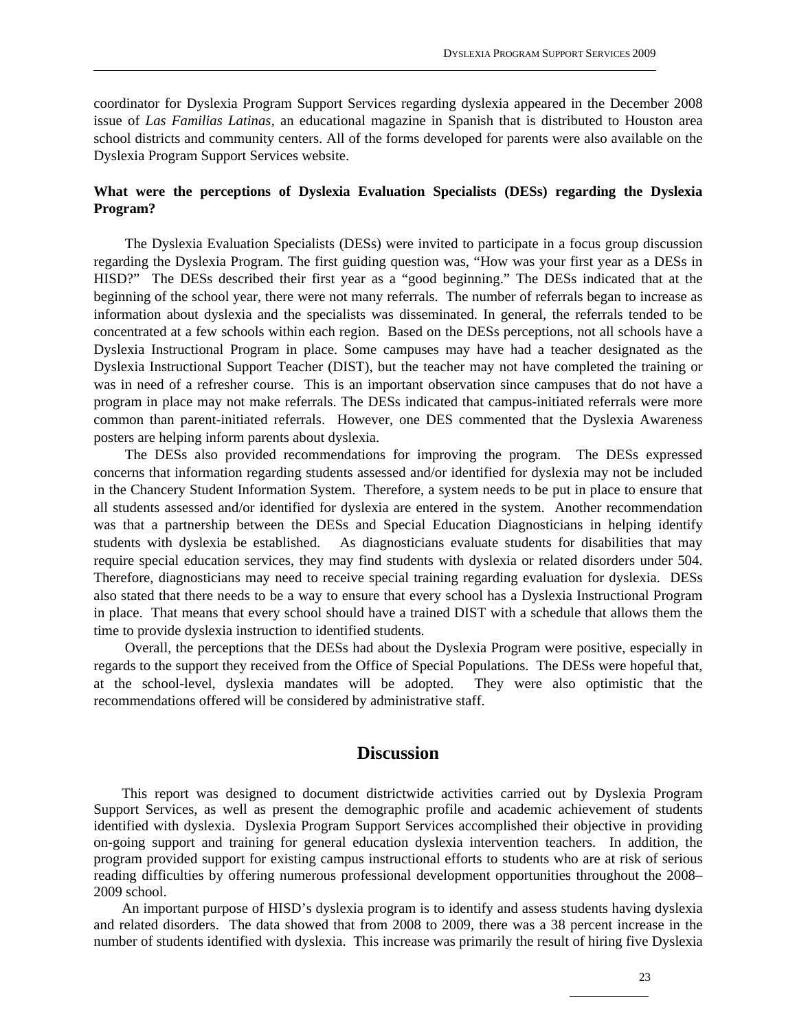coordinator for Dyslexia Program Support Services regarding dyslexia appeared in the December 2008 issue of *Las Familias Latinas*, an educational magazine in Spanish that is distributed to Houston area school districts and community centers. All of the forms developed for parents were also available on the Dyslexia Program Support Services website.

**What were the perceptions of Dyslexia Evaluation Specialists (DESs) regarding the Dyslexia Program?**

The Dyslexia Evaluation Specialists (DESs) were invited to participate in a focus group discussion regarding the Dyslexia Program. The first guiding question was, "How was your first year as a DESs in HISD?" The DESs described their first year as a "good beginning." The DESs indicated that at the beginning of the school year, there were not many referrals. The number of referrals began to increase as information about dyslexia and the specialists was disseminated. In general, the referrals tended to be concentrated at a few schools within each region. Based on the DESs perceptions, not all schools have a Dyslexia Instructional Program in place. Some campuses may have had a teacher designated as the Dyslexia Instructional Support Teacher (DIST), but the teacher may not have completed the training or was in need of a refresher course. This is an important observation since campuses that do not have a program in place may not make referrals. The DESs indicated that campus-initiated referrals were more common than parent-initiated referrals. However, one DES commented that the Dyslexia Awareness posters are helping inform parents about dyslexia.

The DESs also provided recommendations for improving the program. The DESs expressed concerns that information regarding students assessed and/or identified for dyslexia may not be included in the Chancery Student Information System. Therefore, a system needs to be put in place to ensure that all students assessed and/or identified for dyslexia are entered in the system. Another recommendation was that a partnership between the DESs and Special Education Diagnosticians in helping identify students with dyslexia be established. As diagnosticians evaluate students for disabilities that may require special education services, they may find students with dyslexia or related disorders under 504. Therefore, diagnosticians may need to receive special training regarding evaluation for dyslexia. DESs also stated that there needs to be a way to ensure that every school has a Dyslexia Instructional Program in place. That means that every school should have a trained DIST with a schedule that allows them the time to provide dyslexia instruction to identified students.

Overall, the perceptions that the DESs had about the Dyslexia Program were positive, especially in regards to the support they received from the Office of Special Populations. The DESs were hopeful that, at the school-level, dyslexia mandates will be adopted. They were also optimistic that the recommendations offered will be considered by administrative staff.

## Discussion

This report was designed to document districtwide activities carried out by Dyslexia Program Support Services, as well as present the demographic profile and academic achievement of students identified with dyslexia. Dyslexia Program Support Services accomplished their objective in providing on-going support and training for general education dyslexia intervention teachers. In addition, the program provided support for existing campus instructional efforts to students who are at risk of serious reading difficulties by offering numerous professional development opportunities throughout the 2008–2009 school.

An important purpose of HISD's dyslexia program is to identify and assess students having dyslexia and related disorders. The data showed that from 2008 to 2009, there was a 38 percent increase in the number of students identified with dyslexia. This increase was primarily the result of hiring five Dyslexia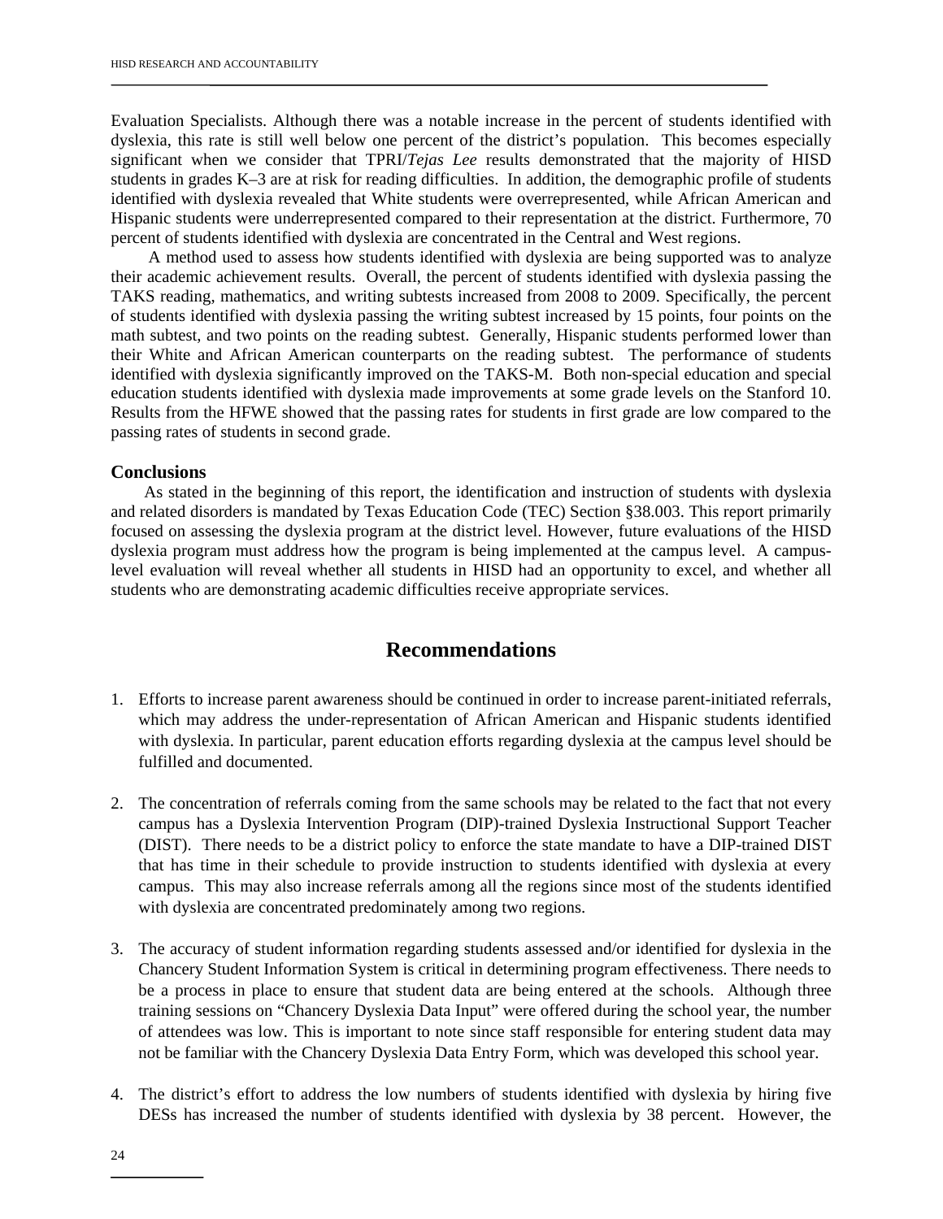Evaluation Specialists. Although there was a notable increase in the percent of students identified with dyslexia, this rate is still well below one percent of the district's population. This becomes especially significant when we consider that TPRI/*Tejas Lee* results demonstrated that the majority of HISD students in grades K–3 are at risk for reading difficulties. In addition, the demographic profile of students identified with dyslexia revealed that White students were overrepresented, while African American and Hispanic students were underrepresented compared to their representation at the district. Furthermore, 70 percent of students identified with dyslexia are concentrated in the Central and West regions.

A method used to assess how students identified with dyslexia are being supported was to analyze their academic achievement results. Overall, the percent of students identified with dyslexia passing the TAKS reading, mathematics, and writing subtests increased from 2008 to 2009. Specifically, the percent of students identified with dyslexia passing the writing subtest increased by 15 points, four points on the math subtest, and two points on the reading subtest. Generally, Hispanic students performed lower than their White and African American counterparts on the reading subtest. The performance of students identified with dyslexia significantly improved on the TAKS-M. Both non-special education and special education students identified with dyslexia made improvements at some grade levels on the Stanford 10. Results from the HFWE showed that the passing rates for students in first grade are low compared to the passing rates of students in second grade.

### Conclusions

As stated in the beginning of this report, the identification and instruction of students with dyslexia and related disorders is mandated by Texas Education Code (TEC) Section §38.003. This report primarily focused on assessing the dyslexia program at the district level. However, future evaluations of the HISD dyslexia program must address how the program is being implemented at the campus level. A campus-level evaluation will reveal whether all students in HISD had an opportunity to excel, and whether all students who are demonstrating academic difficulties receive appropriate services.

## Recommendations

1. Efforts to increase parent awareness should be continued in order to increase parent-initiated referrals, which may address the under-representation of African American and Hispanic students identified with dyslexia. In particular, parent education efforts regarding dyslexia at the campus level should be fulfilled and documented.

2. The concentration of referrals coming from the same schools may be related to the fact that not every campus has a Dyslexia Intervention Program (DIP)-trained Dyslexia Instructional Support Teacher (DIST). There needs to be a district policy to enforce the state mandate to have a DIP-trained DIST that has time in their schedule to provide instruction to students identified with dyslexia at every campus. This may also increase referrals among all the regions since most of the students identified with dyslexia are concentrated predominately among two regions.

3. The accuracy of student information regarding students assessed and/or identified for dyslexia in the Chancery Student Information System is critical in determining program effectiveness. There needs to be a process in place to ensure that student data are being entered at the schools. Although three training sessions on "Chancery Dyslexia Data Input" were offered during the school year, the number of attendees was low. This is important to note since staff responsible for entering student data may not be familiar with the Chancery Dyslexia Data Entry Form, which was developed this school year.

4. The district's effort to address the low numbers of students identified with dyslexia by hiring five DESs has increased the number of students identified with dyslexia by 38 percent. However, the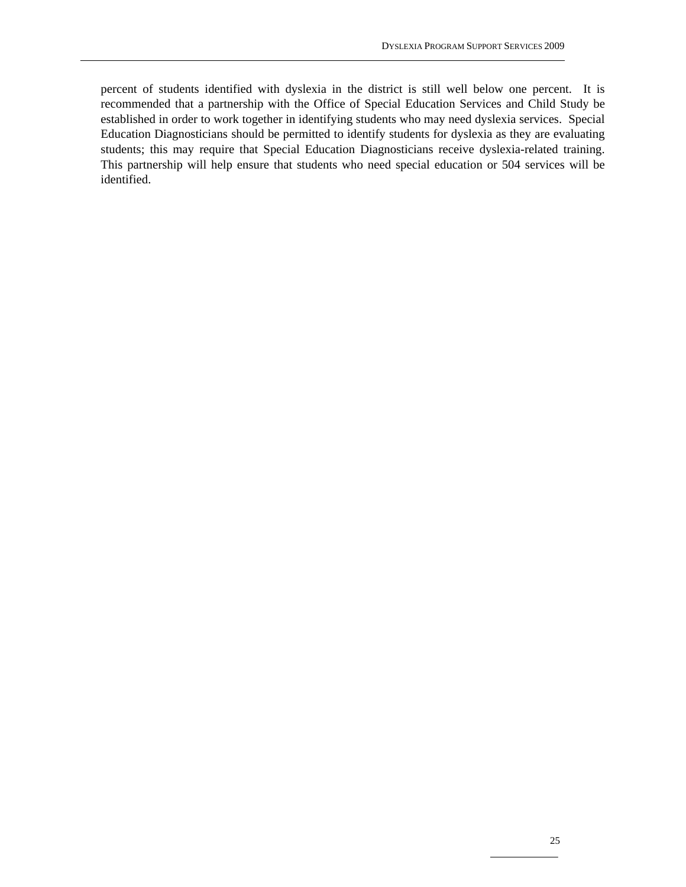percent of students identified with dyslexia in the district is still well below one percent. It is recommended that a partnership with the Office of Special Education Services and Child Study be established in order to work together in identifying students who may need dyslexia services. Special Education Diagnosticians should be permitted to identify students for dyslexia as they are evaluating students; this may require that Special Education Diagnosticians receive dyslexia-related training. This partnership will help ensure that students who need special education or 504 services will be identified.